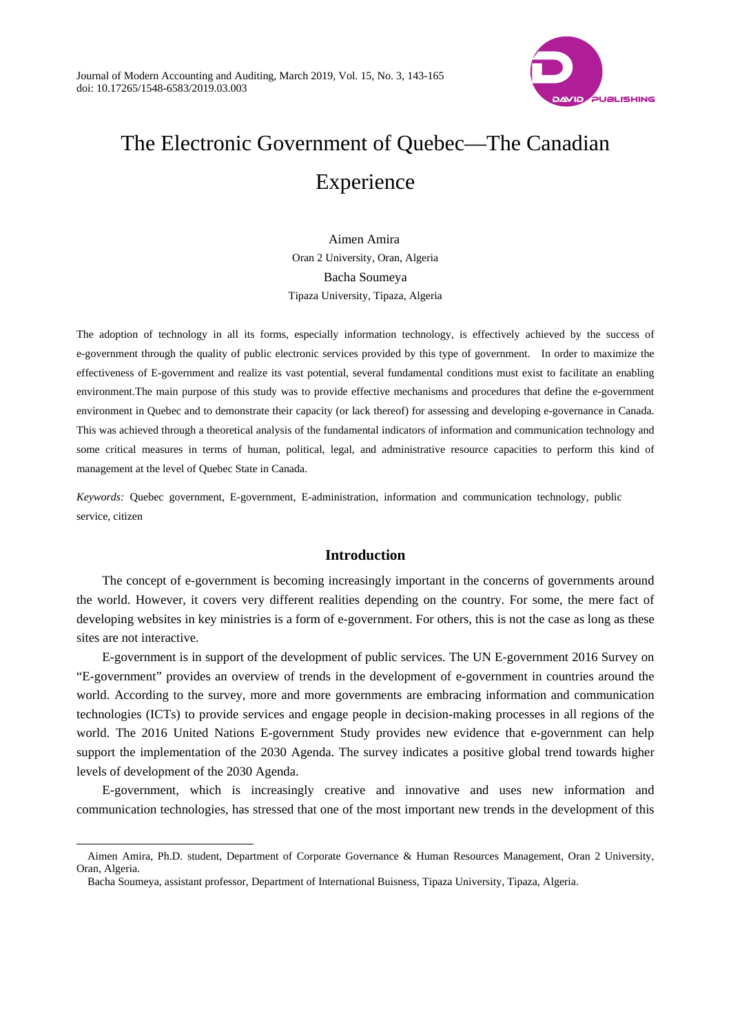# The Electronic Government of Quebec—The Canadian Experience

Aimen Amira
Oran 2 University, Oran, Algeria
Bacha Soumeya
Tipaza University, Tipaza, Algeria

The adoption of technology in all its forms, especially information technology, is effectively achieved by the success of e-government through the quality of public electronic services provided by this type of government. In order to maximize the effectiveness of E-government and realize its vast potential, several fundamental conditions must exist to facilitate an enabling environment.The main purpose of this study was to provide effective mechanisms and procedures that define the e-government environment in Quebec and to demonstrate their capacity (or lack thereof) for assessing and developing e-governance in Canada. This was achieved through a theoretical analysis of the fundamental indicators of information and communication technology and some critical measures in terms of human, political, legal, and administrative resource capacities to perform this kind of management at the level of Quebec State in Canada.

*Keywords:* Quebec government, E-government, E-administration, information and communication technology, public service, citizen

## Introduction

The concept of e-government is becoming increasingly important in the concerns of governments around the world. However, it covers very different realities depending on the country. For some, the mere fact of developing websites in key ministries is a form of e-government. For others, this is not the case as long as these sites are not interactive.

E-government is in support of the development of public services. The UN E-government 2016 Survey on "E-government" provides an overview of trends in the development of e-government in countries around the world. According to the survey, more and more governments are embracing information and communication technologies (ICTs) to provide services and engage people in decision-making processes in all regions of the world. The 2016 United Nations E-government Study provides new evidence that e-government can help support the implementation of the 2030 Agenda. The survey indicates a positive global trend towards higher levels of development of the 2030 Agenda.

E-government, which is increasingly creative and innovative and uses new information and communication technologies, has stressed that one of the most important new trends in the development of this

---

Aimen Amira, Ph.D. student, Department of Corporate Governance & Human Resources Management, Oran 2 University, Oran, Algeria.

Bacha Soumeya, assistant professor, Department of International Buisness, Tipaza University, Tipaza, Algeria.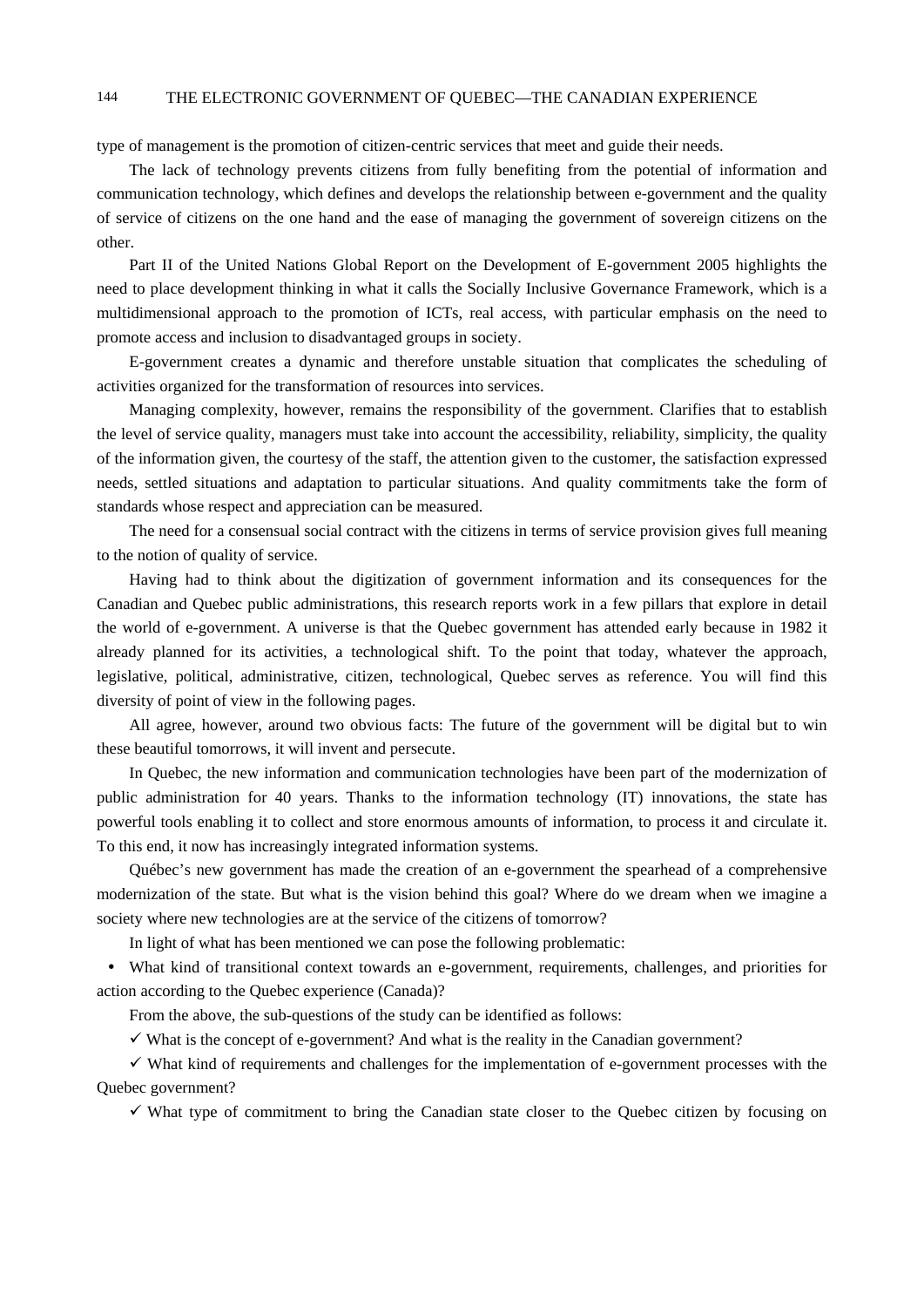type of management is the promotion of citizen-centric services that meet and guide their needs.

The lack of technology prevents citizens from fully benefiting from the potential of information and communication technology, which defines and develops the relationship between e-government and the quality of service of citizens on the one hand and the ease of managing the government of sovereign citizens on the other.

Part II of the United Nations Global Report on the Development of E-government 2005 highlights the need to place development thinking in what it calls the Socially Inclusive Governance Framework, which is a multidimensional approach to the promotion of ICTs, real access, with particular emphasis on the need to promote access and inclusion to disadvantaged groups in society.

E-government creates a dynamic and therefore unstable situation that complicates the scheduling of activities organized for the transformation of resources into services.

Managing complexity, however, remains the responsibility of the government. Clarifies that to establish the level of service quality, managers must take into account the accessibility, reliability, simplicity, the quality of the information given, the courtesy of the staff, the attention given to the customer, the satisfaction expressed needs, settled situations and adaptation to particular situations. And quality commitments take the form of standards whose respect and appreciation can be measured.

The need for a consensual social contract with the citizens in terms of service provision gives full meaning to the notion of quality of service.

Having had to think about the digitization of government information and its consequences for the Canadian and Quebec public administrations, this research reports work in a few pillars that explore in detail the world of e-government. A universe is that the Quebec government has attended early because in 1982 it already planned for its activities, a technological shift. To the point that today, whatever the approach, legislative, political, administrative, citizen, technological, Quebec serves as reference. You will find this diversity of point of view in the following pages.

All agree, however, around two obvious facts: The future of the government will be digital but to win these beautiful tomorrows, it will invent and persecute.

In Quebec, the new information and communication technologies have been part of the modernization of public administration for 40 years. Thanks to the information technology (IT) innovations, the state has powerful tools enabling it to collect and store enormous amounts of information, to process it and circulate it. To this end, it now has increasingly integrated information systems.

Québec's new government has made the creation of an e-government the spearhead of a comprehensive modernization of the state. But what is the vision behind this goal? Where do we dream when we imagine a society where new technologies are at the service of the citizens of tomorrow?

In light of what has been mentioned we can pose the following problematic:

- What kind of transitional context towards an e-government, requirements, challenges, and priorities for action according to the Quebec experience (Canada)?

From the above, the sub-questions of the study can be identified as follows:

✓ What is the concept of e-government? And what is the reality in the Canadian government?

✓ What kind of requirements and challenges for the implementation of e-government processes with the Quebec government?

✓ What type of commitment to bring the Canadian state closer to the Quebec citizen by focusing on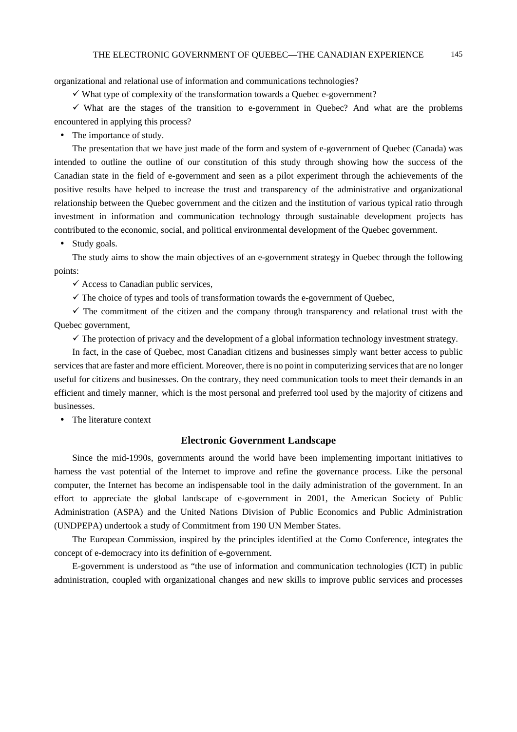organizational and relational use of information and communications technologies?

✓ What type of complexity of the transformation towards a Quebec e-government?

✓ What are the stages of the transition to e-government in Quebec? And what are the problems encountered in applying this process?

- The importance of study.

The presentation that we have just made of the form and system of e-government of Quebec (Canada) was intended to outline the outline of our constitution of this study through showing how the success of the Canadian state in the field of e-government and seen as a pilot experiment through the achievements of the positive results have helped to increase the trust and transparency of the administrative and organizational relationship between the Quebec government and the citizen and the institution of various typical ratio through investment in information and communication technology through sustainable development projects has contributed to the economic, social, and political environmental development of the Quebec government.

- Study goals.

The study aims to show the main objectives of an e-government strategy in Quebec through the following points:

✓ Access to Canadian public services,

✓ The choice of types and tools of transformation towards the e-government of Quebec,

✓ The commitment of the citizen and the company through transparency and relational trust with the Quebec government,

✓ The protection of privacy and the development of a global information technology investment strategy.

In fact, in the case of Quebec, most Canadian citizens and businesses simply want better access to public services that are faster and more efficient. Moreover, there is no point in computerizing services that are no longer useful for citizens and businesses. On the contrary, they need communication tools to meet their demands in an efficient and timely manner, which is the most personal and preferred tool used by the majority of citizens and businesses.

- The literature context

## Electronic Government Landscape

Since the mid-1990s, governments around the world have been implementing important initiatives to harness the vast potential of the Internet to improve and refine the governance process. Like the personal computer, the Internet has become an indispensable tool in the daily administration of the government. In an effort to appreciate the global landscape of e-government in 2001, the American Society of Public Administration (ASPA) and the United Nations Division of Public Economics and Public Administration (UNDPEPA) undertook a study of Commitment from 190 UN Member States.

The European Commission, inspired by the principles identified at the Como Conference, integrates the concept of e-democracy into its definition of e-government.

E-government is understood as "the use of information and communication technologies (ICT) in public administration, coupled with organizational changes and new skills to improve public services and processes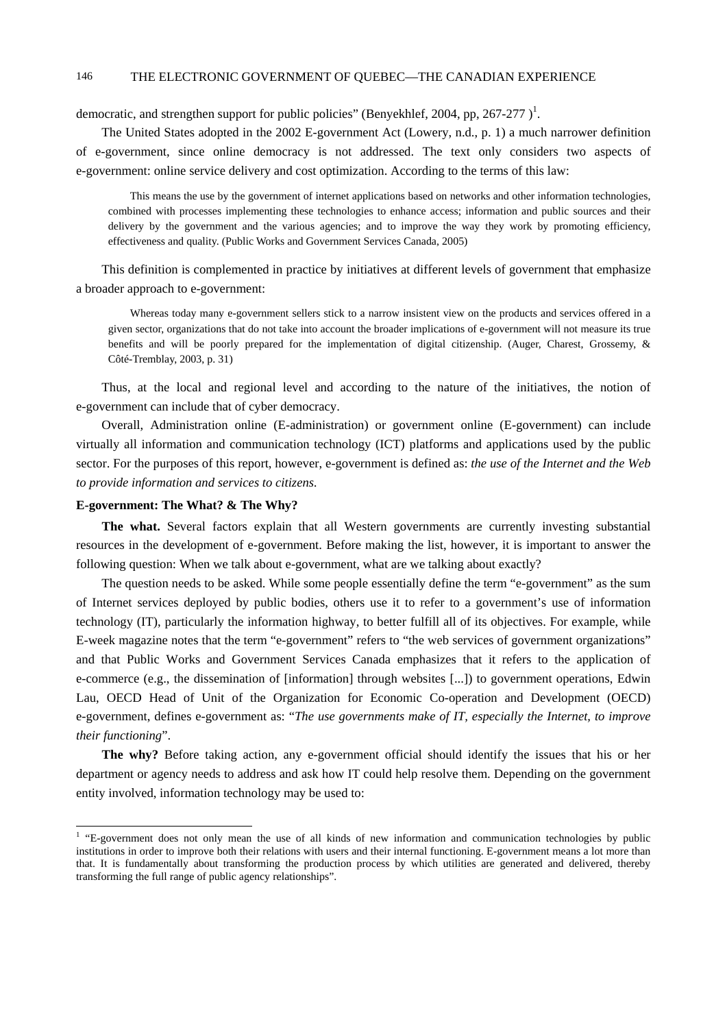democratic, and strengthen support for public policies" (Benyekhlef, 2004, pp, 267-277 )[1].

The United States adopted in the 2002 E-government Act (Lowery, n.d., p. 1) a much narrower definition of e-government, since online democracy is not addressed. The text only considers two aspects of e-government: online service delivery and cost optimization. According to the terms of this law:

> This means the use by the government of internet applications based on networks and other information technologies, combined with processes implementing these technologies to enhance access; information and public sources and their delivery by the government and the various agencies; and to improve the way they work by promoting efficiency, effectiveness and quality. (Public Works and Government Services Canada, 2005)

This definition is complemented in practice by initiatives at different levels of government that emphasize a broader approach to e-government:

> Whereas today many e-government sellers stick to a narrow insistent view on the products and services offered in a given sector, organizations that do not take into account the broader implications of e-government will not measure its true benefits and will be poorly prepared for the implementation of digital citizenship. (Auger, Charest, Grossemy, & Côté-Tremblay, 2003, p. 31)

Thus, at the local and regional level and according to the nature of the initiatives, the notion of e-government can include that of cyber democracy.

Overall, Administration online (E-administration) or government online (E-government) can include virtually all information and communication technology (ICT) platforms and applications used by the public sector. For the purposes of this report, however, e-government is defined as: *the use of the Internet and the Web to provide information and services to citizens.*

**E-government: The What? & The Why?**

**The what.** Several factors explain that all Western governments are currently investing substantial resources in the development of e-government. Before making the list, however, it is important to answer the following question: When we talk about e-government, what are we talking about exactly?

The question needs to be asked. While some people essentially define the term "e-government" as the sum of Internet services deployed by public bodies, others use it to refer to a government's use of information technology (IT), particularly the information highway, to better fulfill all of its objectives. For example, while E-week magazine notes that the term "e-government" refers to "the web services of government organizations" and that Public Works and Government Services Canada emphasizes that it refers to the application of e-commerce (e.g., the dissemination of [information] through websites [...]) to government operations, Edwin Lau, OECD Head of Unit of the Organization for Economic Co-operation and Development (OECD) e-government, defines e-government as: "*The use governments make of IT, especially the Internet, to improve their functioning*".

**The why?** Before taking action, any e-government official should identify the issues that his or her department or agency needs to address and ask how IT could help resolve them. Depending on the government entity involved, information technology may be used to:

[1] "E-government does not only mean the use of all kinds of new information and communication technologies by public institutions in order to improve both their relations with users and their internal functioning. E-government means a lot more than that. It is fundamentally about transforming the production process by which utilities are generated and delivered, thereby transforming the full range of public agency relationships".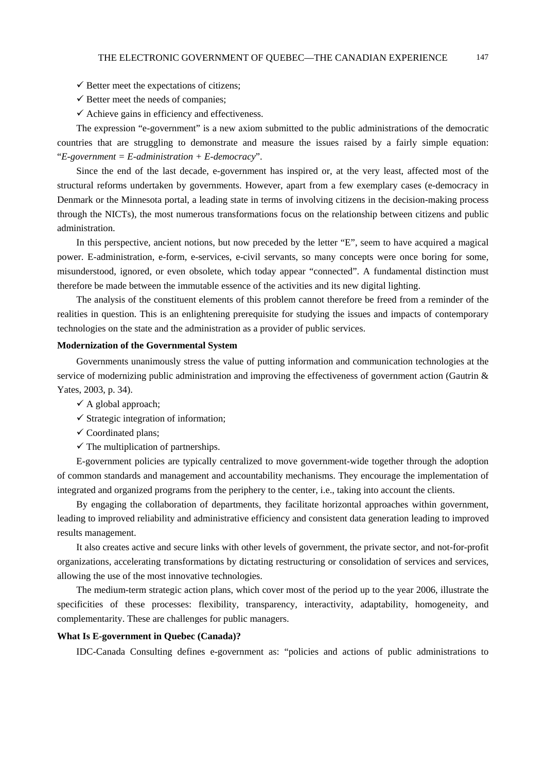- ✓ Better meet the expectations of citizens;
- ✓ Better meet the needs of companies;
- ✓ Achieve gains in efficiency and effectiveness.

The expression "e-government" is a new axiom submitted to the public administrations of the democratic countries that are struggling to demonstrate and measure the issues raised by a fairly simple equation: "*E-government = E-administration + E-democracy*".

Since the end of the last decade, e-government has inspired or, at the very least, affected most of the structural reforms undertaken by governments. However, apart from a few exemplary cases (e-democracy in Denmark or the Minnesota portal, a leading state in terms of involving citizens in the decision-making process through the NICTs), the most numerous transformations focus on the relationship between citizens and public administration.

In this perspective, ancient notions, but now preceded by the letter "E", seem to have acquired a magical power. E-administration, e-form, e-services, e-civil servants, so many concepts were once boring for some, misunderstood, ignored, or even obsolete, which today appear "connected". A fundamental distinction must therefore be made between the immutable essence of the activities and its new digital lighting.

The analysis of the constituent elements of this problem cannot therefore be freed from a reminder of the realities in question. This is an enlightening prerequisite for studying the issues and impacts of contemporary technologies on the state and the administration as a provider of public services.

**Modernization of the Governmental System**

Governments unanimously stress the value of putting information and communication technologies at the service of modernizing public administration and improving the effectiveness of government action (Gautrin & Yates, 2003, p. 34).

- ✓ A global approach;
- ✓ Strategic integration of information;
- ✓ Coordinated plans;
- ✓ The multiplication of partnerships.

E-government policies are typically centralized to move government-wide together through the adoption of common standards and management and accountability mechanisms. They encourage the implementation of integrated and organized programs from the periphery to the center, i.e., taking into account the clients.

By engaging the collaboration of departments, they facilitate horizontal approaches within government, leading to improved reliability and administrative efficiency and consistent data generation leading to improved results management.

It also creates active and secure links with other levels of government, the private sector, and not-for-profit organizations, accelerating transformations by dictating restructuring or consolidation of services and services, allowing the use of the most innovative technologies.

The medium-term strategic action plans, which cover most of the period up to the year 2006, illustrate the specificities of these processes: flexibility, transparency, interactivity, adaptability, homogeneity, and complementarity. These are challenges for public managers.

**What Is E-government in Quebec (Canada)?**

IDC-Canada Consulting defines e-government as: "policies and actions of public administrations to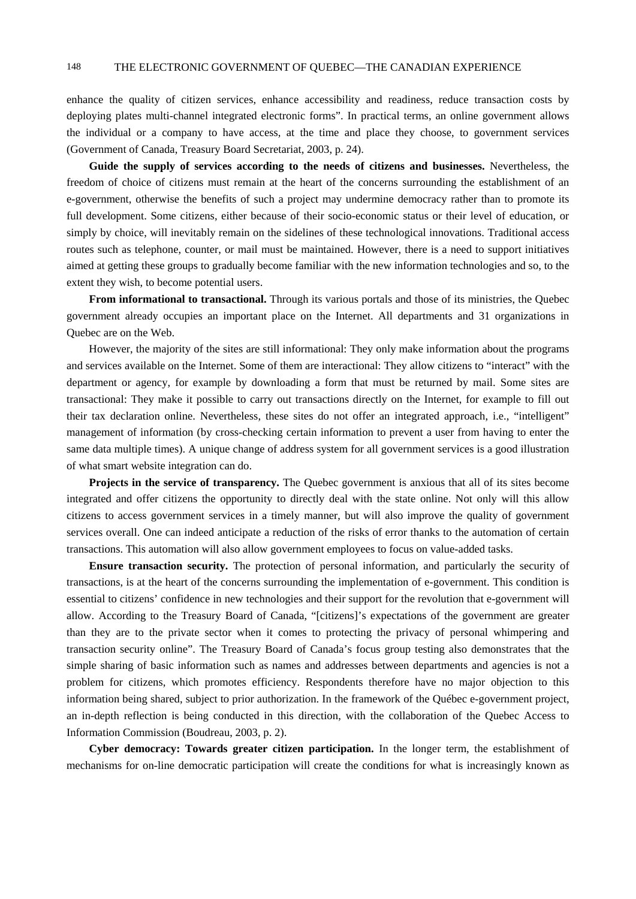enhance the quality of citizen services, enhance accessibility and readiness, reduce transaction costs by deploying plates multi-channel integrated electronic forms". In practical terms, an online government allows the individual or a company to have access, at the time and place they choose, to government services (Government of Canada, Treasury Board Secretariat, 2003, p. 24).

**Guide the supply of services according to the needs of citizens and businesses.** Nevertheless, the freedom of choice of citizens must remain at the heart of the concerns surrounding the establishment of an e-government, otherwise the benefits of such a project may undermine democracy rather than to promote its full development. Some citizens, either because of their socio-economic status or their level of education, or simply by choice, will inevitably remain on the sidelines of these technological innovations. Traditional access routes such as telephone, counter, or mail must be maintained. However, there is a need to support initiatives aimed at getting these groups to gradually become familiar with the new information technologies and so, to the extent they wish, to become potential users.

**From informational to transactional.** Through its various portals and those of its ministries, the Quebec government already occupies an important place on the Internet. All departments and 31 organizations in Quebec are on the Web.

However, the majority of the sites are still informational: They only make information about the programs and services available on the Internet. Some of them are interactional: They allow citizens to "interact" with the department or agency, for example by downloading a form that must be returned by mail. Some sites are transactional: They make it possible to carry out transactions directly on the Internet, for example to fill out their tax declaration online. Nevertheless, these sites do not offer an integrated approach, i.e., "intelligent" management of information (by cross-checking certain information to prevent a user from having to enter the same data multiple times). A unique change of address system for all government services is a good illustration of what smart website integration can do.

**Projects in the service of transparency.** The Quebec government is anxious that all of its sites become integrated and offer citizens the opportunity to directly deal with the state online. Not only will this allow citizens to access government services in a timely manner, but will also improve the quality of government services overall. One can indeed anticipate a reduction of the risks of error thanks to the automation of certain transactions. This automation will also allow government employees to focus on value-added tasks.

**Ensure transaction security.** The protection of personal information, and particularly the security of transactions, is at the heart of the concerns surrounding the implementation of e-government. This condition is essential to citizens' confidence in new technologies and their support for the revolution that e-government will allow. According to the Treasury Board of Canada, "[citizens]'s expectations of the government are greater than they are to the private sector when it comes to protecting the privacy of personal whimpering and transaction security online". The Treasury Board of Canada's focus group testing also demonstrates that the simple sharing of basic information such as names and addresses between departments and agencies is not a problem for citizens, which promotes efficiency. Respondents therefore have no major objection to this information being shared, subject to prior authorization. In the framework of the Québec e-government project, an in-depth reflection is being conducted in this direction, with the collaboration of the Quebec Access to Information Commission (Boudreau, 2003, p. 2).

**Cyber democracy: Towards greater citizen participation.** In the longer term, the establishment of mechanisms for on-line democratic participation will create the conditions for what is increasingly known as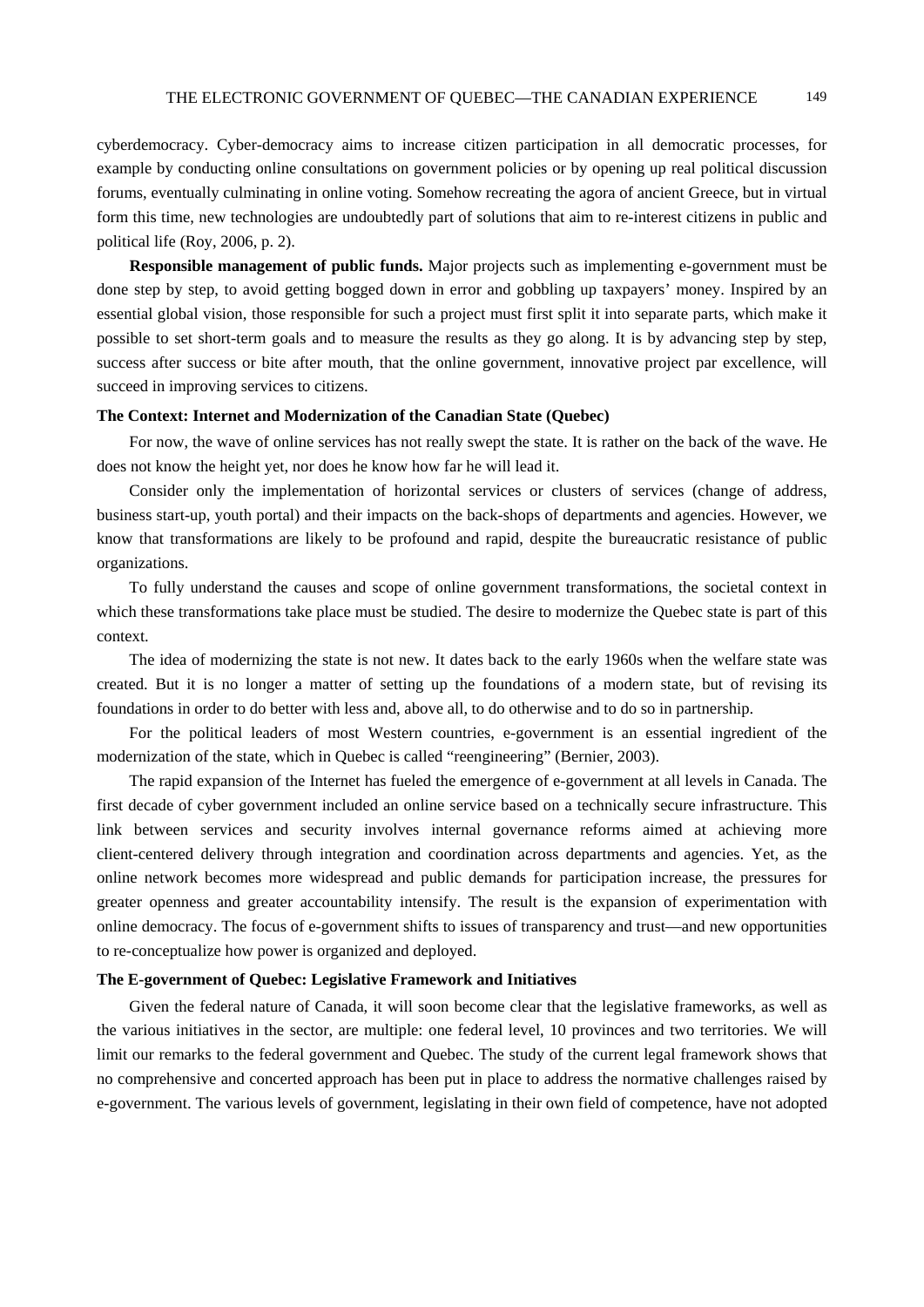cyberdemocracy. Cyber-democracy aims to increase citizen participation in all democratic processes, for example by conducting online consultations on government policies or by opening up real political discussion forums, eventually culminating in online voting. Somehow recreating the agora of ancient Greece, but in virtual form this time, new technologies are undoubtedly part of solutions that aim to re-interest citizens in public and political life (Roy, 2006, p. 2).

**Responsible management of public funds.** Major projects such as implementing e-government must be done step by step, to avoid getting bogged down in error and gobbling up taxpayers' money. Inspired by an essential global vision, those responsible for such a project must first split it into separate parts, which make it possible to set short-term goals and to measure the results as they go along. It is by advancing step by step, success after success or bite after mouth, that the online government, innovative project par excellence, will succeed in improving services to citizens.

**The Context: Internet and Modernization of the Canadian State (Quebec)**

For now, the wave of online services has not really swept the state. It is rather on the back of the wave. He does not know the height yet, nor does he know how far he will lead it.

Consider only the implementation of horizontal services or clusters of services (change of address, business start-up, youth portal) and their impacts on the back-shops of departments and agencies. However, we know that transformations are likely to be profound and rapid, despite the bureaucratic resistance of public organizations.

To fully understand the causes and scope of online government transformations, the societal context in which these transformations take place must be studied. The desire to modernize the Quebec state is part of this context.

The idea of modernizing the state is not new. It dates back to the early 1960s when the welfare state was created. But it is no longer a matter of setting up the foundations of a modern state, but of revising its foundations in order to do better with less and, above all, to do otherwise and to do so in partnership.

For the political leaders of most Western countries, e-government is an essential ingredient of the modernization of the state, which in Quebec is called "reengineering" (Bernier, 2003).

The rapid expansion of the Internet has fueled the emergence of e-government at all levels in Canada. The first decade of cyber government included an online service based on a technically secure infrastructure. This link between services and security involves internal governance reforms aimed at achieving more client-centered delivery through integration and coordination across departments and agencies. Yet, as the online network becomes more widespread and public demands for participation increase, the pressures for greater openness and greater accountability intensify. The result is the expansion of experimentation with online democracy. The focus of e-government shifts to issues of transparency and trust—and new opportunities to re-conceptualize how power is organized and deployed.

**The E-government of Quebec: Legislative Framework and Initiatives**

Given the federal nature of Canada, it will soon become clear that the legislative frameworks, as well as the various initiatives in the sector, are multiple: one federal level, 10 provinces and two territories. We will limit our remarks to the federal government and Quebec. The study of the current legal framework shows that no comprehensive and concerted approach has been put in place to address the normative challenges raised by e-government. The various levels of government, legislating in their own field of competence, have not adopted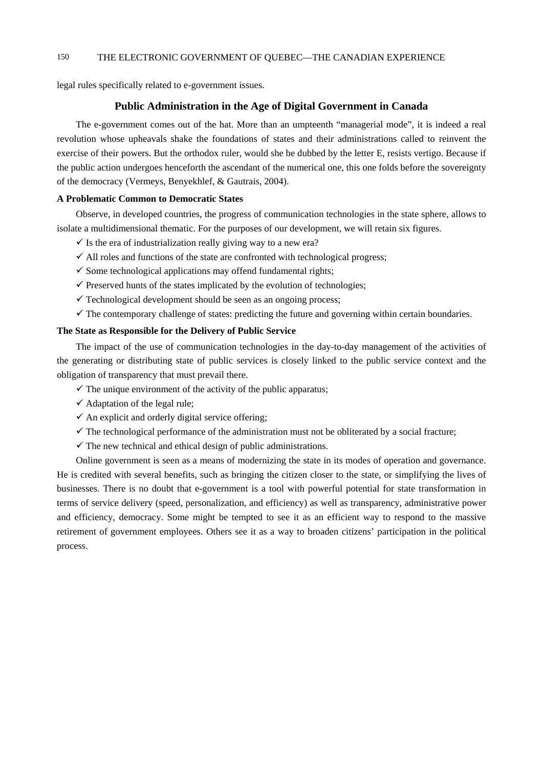legal rules specifically related to e-government issues.

## Public Administration in the Age of Digital Government in Canada

The e-government comes out of the hat. More than an umpteenth "managerial mode", it is indeed a real revolution whose upheavals shake the foundations of states and their administrations called to reinvent the exercise of their powers. But the orthodox ruler, would she be dubbed by the letter E, resists vertigo. Because if the public action undergoes henceforth the ascendant of the numerical one, this one folds before the sovereignty of the democracy (Vermeys, Benyekhlef, & Gautrais, 2004).

### A Problematic Common to Democratic States

Observe, in developed countries, the progress of communication technologies in the state sphere, allows to isolate a multidimensional thematic. For the purposes of our development, we will retain six figures.

- ✓ Is the era of industrialization really giving way to a new era?
- ✓ All roles and functions of the state are confronted with technological progress;
- ✓ Some technological applications may offend fundamental rights;
- ✓ Preserved hunts of the states implicated by the evolution of technologies;
- ✓ Technological development should be seen as an ongoing process;
- ✓ The contemporary challenge of states: predicting the future and governing within certain boundaries.

### The State as Responsible for the Delivery of Public Service

The impact of the use of communication technologies in the day-to-day management of the activities of the generating or distributing state of public services is closely linked to the public service context and the obligation of transparency that must prevail there.

- ✓ The unique environment of the activity of the public apparatus;
- ✓ Adaptation of the legal rule;
- ✓ An explicit and orderly digital service offering;
- ✓ The technological performance of the administration must not be obliterated by a social fracture;
- ✓ The new technical and ethical design of public administrations.

Online government is seen as a means of modernizing the state in its modes of operation and governance. He is credited with several benefits, such as bringing the citizen closer to the state, or simplifying the lives of businesses. There is no doubt that e-government is a tool with powerful potential for state transformation in terms of service delivery (speed, personalization, and efficiency) as well as transparency, administrative power and efficiency, democracy. Some might be tempted to see it as an efficient way to respond to the massive retirement of government employees. Others see it as a way to broaden citizens' participation in the political process.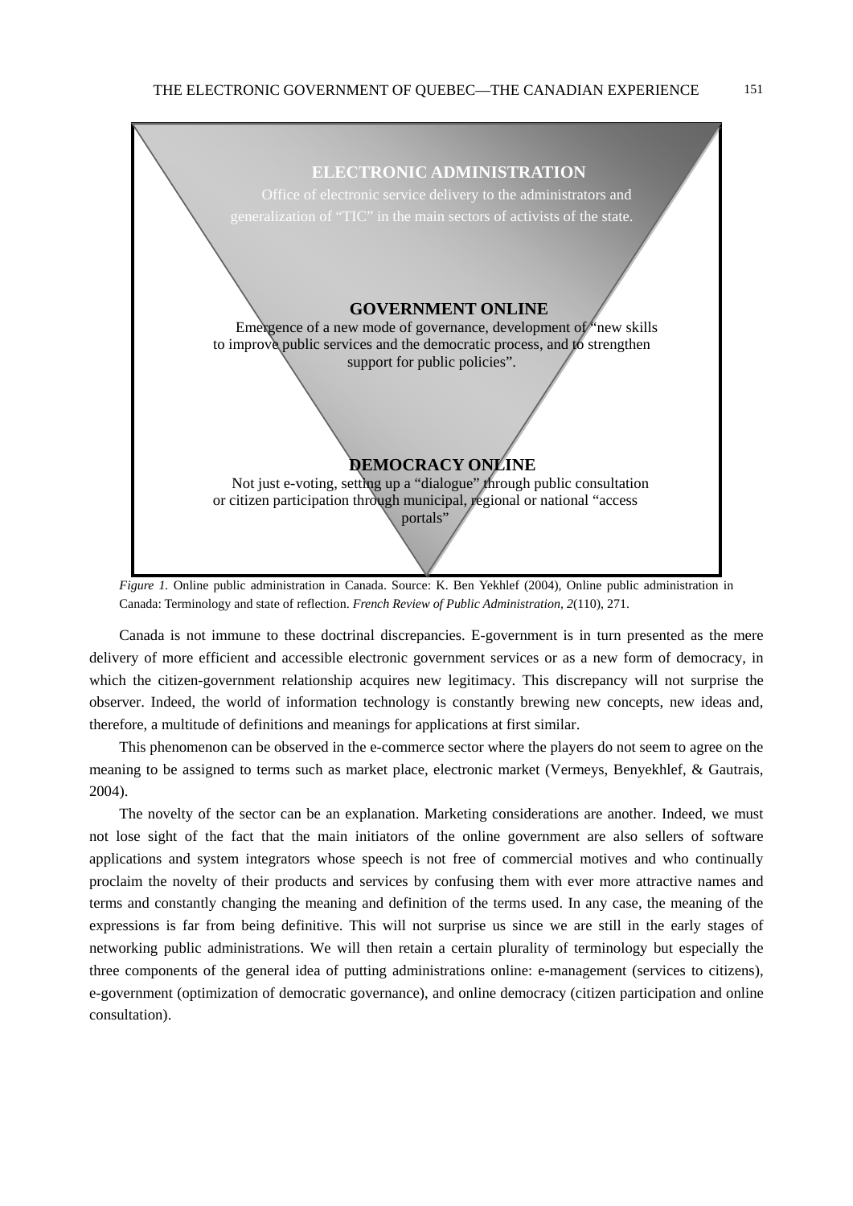**ELECTRONIC ADMINISTRATION**

Office of electronic service delivery to the administrators and generalization of "TIC" in the main sectors of activists of the state.

**GOVERNMENT ONLINE**

Emergence of a new mode of governance, development of "new skills to improve public services and the democratic process, and to strengthen support for public policies".

**DEMOCRACY ONLINE**

Not just e-voting, setting up a "dialogue" through public consultation or citizen participation through municipal, regional or national "access portals"

*Figure 1.* Online public administration in Canada. Source: K. Ben Yekhlef (2004), Online public administration in Canada: Terminology and state of reflection. *French Review of Public Administration, 2*(110), 271.

Canada is not immune to these doctrinal discrepancies. E-government is in turn presented as the mere delivery of more efficient and accessible electronic government services or as a new form of democracy, in which the citizen-government relationship acquires new legitimacy. This discrepancy will not surprise the observer. Indeed, the world of information technology is constantly brewing new concepts, new ideas and, therefore, a multitude of definitions and meanings for applications at first similar.

This phenomenon can be observed in the e-commerce sector where the players do not seem to agree on the meaning to be assigned to terms such as market place, electronic market (Vermeys, Benyekhlef, & Gautrais, 2004).

The novelty of the sector can be an explanation. Marketing considerations are another. Indeed, we must not lose sight of the fact that the main initiators of the online government are also sellers of software applications and system integrators whose speech is not free of commercial motives and who continually proclaim the novelty of their products and services by confusing them with ever more attractive names and terms and constantly changing the meaning and definition of the terms used. In any case, the meaning of the expressions is far from being definitive. This will not surprise us since we are still in the early stages of networking public administrations. We will then retain a certain plurality of terminology but especially the three components of the general idea of putting administrations online: e-management (services to citizens), e-government (optimization of democratic governance), and online democracy (citizen participation and online consultation).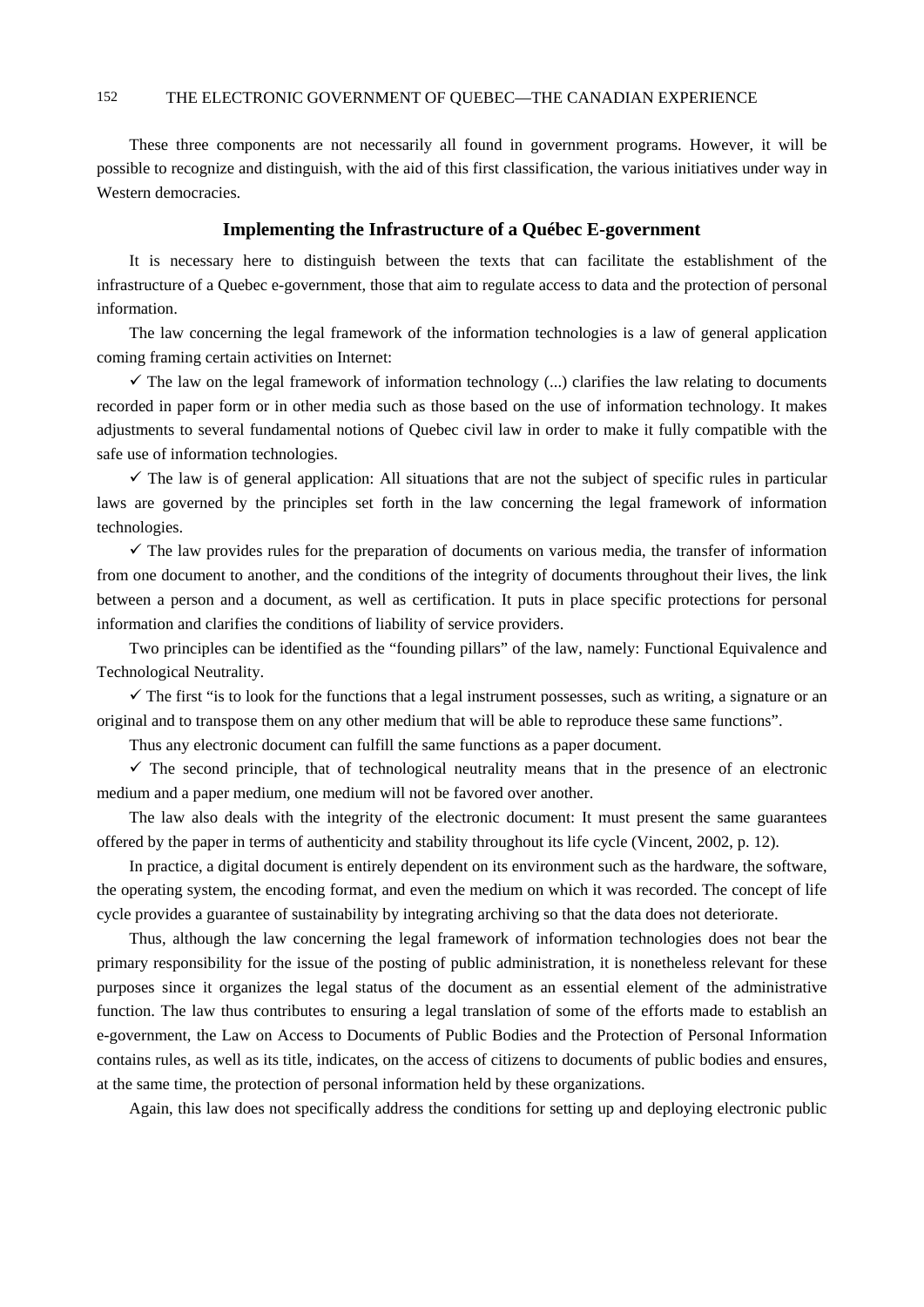These three components are not necessarily all found in government programs. However, it will be possible to recognize and distinguish, with the aid of this first classification, the various initiatives under way in Western democracies.

## Implementing the Infrastructure of a Québec E-government

It is necessary here to distinguish between the texts that can facilitate the establishment of the infrastructure of a Quebec e-government, those that aim to regulate access to data and the protection of personal information.

The law concerning the legal framework of the information technologies is a law of general application coming framing certain activities on Internet:

✓ The law on the legal framework of information technology (...) clarifies the law relating to documents recorded in paper form or in other media such as those based on the use of information technology. It makes adjustments to several fundamental notions of Quebec civil law in order to make it fully compatible with the safe use of information technologies.

✓ The law is of general application: All situations that are not the subject of specific rules in particular laws are governed by the principles set forth in the law concerning the legal framework of information technologies.

✓ The law provides rules for the preparation of documents on various media, the transfer of information from one document to another, and the conditions of the integrity of documents throughout their lives, the link between a person and a document, as well as certification. It puts in place specific protections for personal information and clarifies the conditions of liability of service providers.

Two principles can be identified as the "founding pillars" of the law, namely: Functional Equivalence and Technological Neutrality.

✓ The first "is to look for the functions that a legal instrument possesses, such as writing, a signature or an original and to transpose them on any other medium that will be able to reproduce these same functions".

Thus any electronic document can fulfill the same functions as a paper document.

✓ The second principle, that of technological neutrality means that in the presence of an electronic medium and a paper medium, one medium will not be favored over another.

The law also deals with the integrity of the electronic document: It must present the same guarantees offered by the paper in terms of authenticity and stability throughout its life cycle (Vincent, 2002, p. 12).

In practice, a digital document is entirely dependent on its environment such as the hardware, the software, the operating system, the encoding format, and even the medium on which it was recorded. The concept of life cycle provides a guarantee of sustainability by integrating archiving so that the data does not deteriorate.

Thus, although the law concerning the legal framework of information technologies does not bear the primary responsibility for the issue of the posting of public administration, it is nonetheless relevant for these purposes since it organizes the legal status of the document as an essential element of the administrative function. The law thus contributes to ensuring a legal translation of some of the efforts made to establish an e-government, the Law on Access to Documents of Public Bodies and the Protection of Personal Information contains rules, as well as its title, indicates, on the access of citizens to documents of public bodies and ensures, at the same time, the protection of personal information held by these organizations.

Again, this law does not specifically address the conditions for setting up and deploying electronic public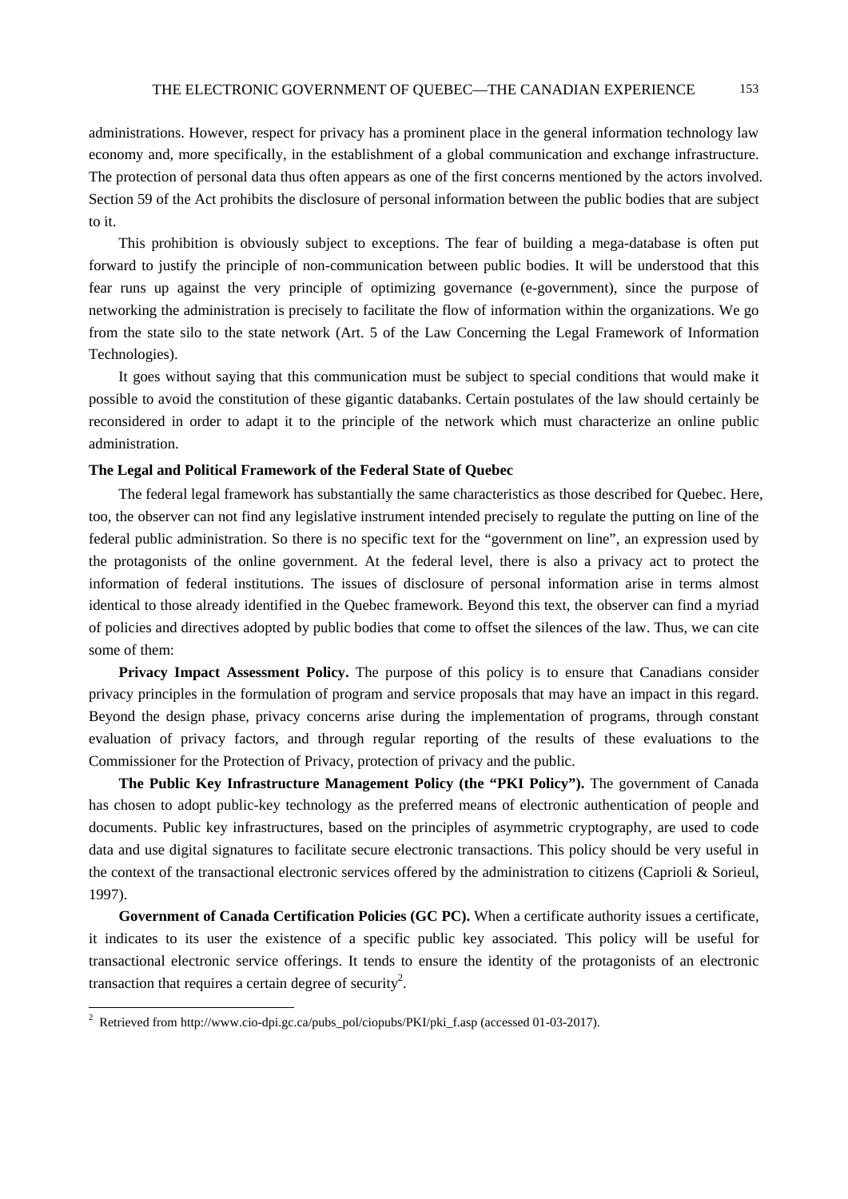administrations. However, respect for privacy has a prominent place in the general information technology law economy and, more specifically, in the establishment of a global communication and exchange infrastructure. The protection of personal data thus often appears as one of the first concerns mentioned by the actors involved. Section 59 of the Act prohibits the disclosure of personal information between the public bodies that are subject to it.

This prohibition is obviously subject to exceptions. The fear of building a mega-database is often put forward to justify the principle of non-communication between public bodies. It will be understood that this fear runs up against the very principle of optimizing governance (e-government), since the purpose of networking the administration is precisely to facilitate the flow of information within the organizations. We go from the state silo to the state network (Art. 5 of the Law Concerning the Legal Framework of Information Technologies).

It goes without saying that this communication must be subject to special conditions that would make it possible to avoid the constitution of these gigantic databanks. Certain postulates of the law should certainly be reconsidered in order to adapt it to the principle of the network which must characterize an online public administration.

**The Legal and Political Framework of the Federal State of Quebec**

The federal legal framework has substantially the same characteristics as those described for Quebec. Here, too, the observer can not find any legislative instrument intended precisely to regulate the putting on line of the federal public administration. So there is no specific text for the "government on line", an expression used by the protagonists of the online government. At the federal level, there is also a privacy act to protect the information of federal institutions. The issues of disclosure of personal information arise in terms almost identical to those already identified in the Quebec framework. Beyond this text, the observer can find a myriad of policies and directives adopted by public bodies that come to offset the silences of the law. Thus, we can cite some of them:

**Privacy Impact Assessment Policy.** The purpose of this policy is to ensure that Canadians consider privacy principles in the formulation of program and service proposals that may have an impact in this regard. Beyond the design phase, privacy concerns arise during the implementation of programs, through constant evaluation of privacy factors, and through regular reporting of the results of these evaluations to the Commissioner for the Protection of Privacy, protection of privacy and the public.

**The Public Key Infrastructure Management Policy (the "PKI Policy").** The government of Canada has chosen to adopt public-key technology as the preferred means of electronic authentication of people and documents. Public key infrastructures, based on the principles of asymmetric cryptography, are used to code data and use digital signatures to facilitate secure electronic transactions. This policy should be very useful in the context of the transactional electronic services offered by the administration to citizens (Caprioli & Sorieul, 1997).

**Government of Canada Certification Policies (GC PC).** When a certificate authority issues a certificate, it indicates to its user the existence of a specific public key associated. This policy will be useful for transactional electronic service offerings. It tends to ensure the identity of the protagonists of an electronic transaction that requires a certain degree of security[2].

[2] Retrieved from http://www.cio-dpi.gc.ca/pubs_pol/ciopubs/PKI/pki_f.asp (accessed 01-03-2017).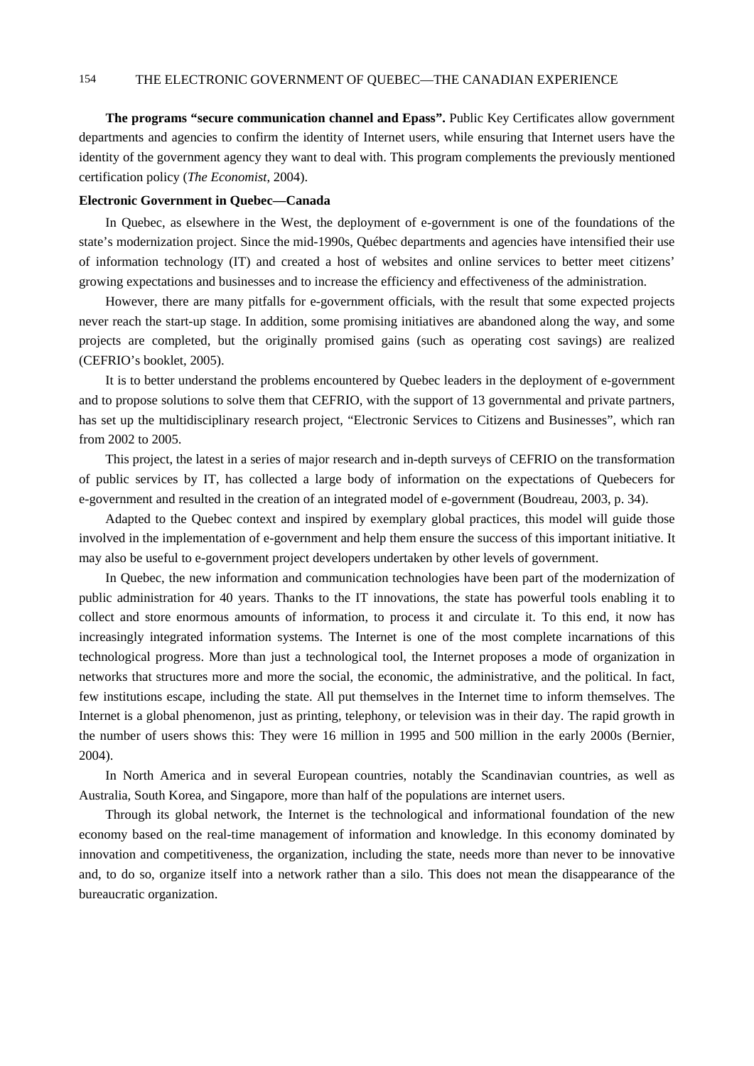**The programs "secure communication channel and Epass".** Public Key Certificates allow government departments and agencies to confirm the identity of Internet users, while ensuring that Internet users have the identity of the government agency they want to deal with. This program complements the previously mentioned certification policy (*The Economist*, 2004).

**Electronic Government in Quebec—Canada**

In Quebec, as elsewhere in the West, the deployment of e-government is one of the foundations of the state's modernization project. Since the mid-1990s, Québec departments and agencies have intensified their use of information technology (IT) and created a host of websites and online services to better meet citizens' growing expectations and businesses and to increase the efficiency and effectiveness of the administration.

However, there are many pitfalls for e-government officials, with the result that some expected projects never reach the start-up stage. In addition, some promising initiatives are abandoned along the way, and some projects are completed, but the originally promised gains (such as operating cost savings) are realized (CEFRIO's booklet, 2005).

It is to better understand the problems encountered by Quebec leaders in the deployment of e-government and to propose solutions to solve them that CEFRIO, with the support of 13 governmental and private partners, has set up the multidisciplinary research project, "Electronic Services to Citizens and Businesses", which ran from 2002 to 2005.

This project, the latest in a series of major research and in-depth surveys of CEFRIO on the transformation of public services by IT, has collected a large body of information on the expectations of Quebecers for e-government and resulted in the creation of an integrated model of e-government (Boudreau, 2003, p. 34).

Adapted to the Quebec context and inspired by exemplary global practices, this model will guide those involved in the implementation of e-government and help them ensure the success of this important initiative. It may also be useful to e-government project developers undertaken by other levels of government.

In Quebec, the new information and communication technologies have been part of the modernization of public administration for 40 years. Thanks to the IT innovations, the state has powerful tools enabling it to collect and store enormous amounts of information, to process it and circulate it. To this end, it now has increasingly integrated information systems. The Internet is one of the most complete incarnations of this technological progress. More than just a technological tool, the Internet proposes a mode of organization in networks that structures more and more the social, the economic, the administrative, and the political. In fact, few institutions escape, including the state. All put themselves in the Internet time to inform themselves. The Internet is a global phenomenon, just as printing, telephony, or television was in their day. The rapid growth in the number of users shows this: They were 16 million in 1995 and 500 million in the early 2000s (Bernier, 2004).

In North America and in several European countries, notably the Scandinavian countries, as well as Australia, South Korea, and Singapore, more than half of the populations are internet users.

Through its global network, the Internet is the technological and informational foundation of the new economy based on the real-time management of information and knowledge. In this economy dominated by innovation and competitiveness, the organization, including the state, needs more than never to be innovative and, to do so, organize itself into a network rather than a silo. This does not mean the disappearance of the bureaucratic organization.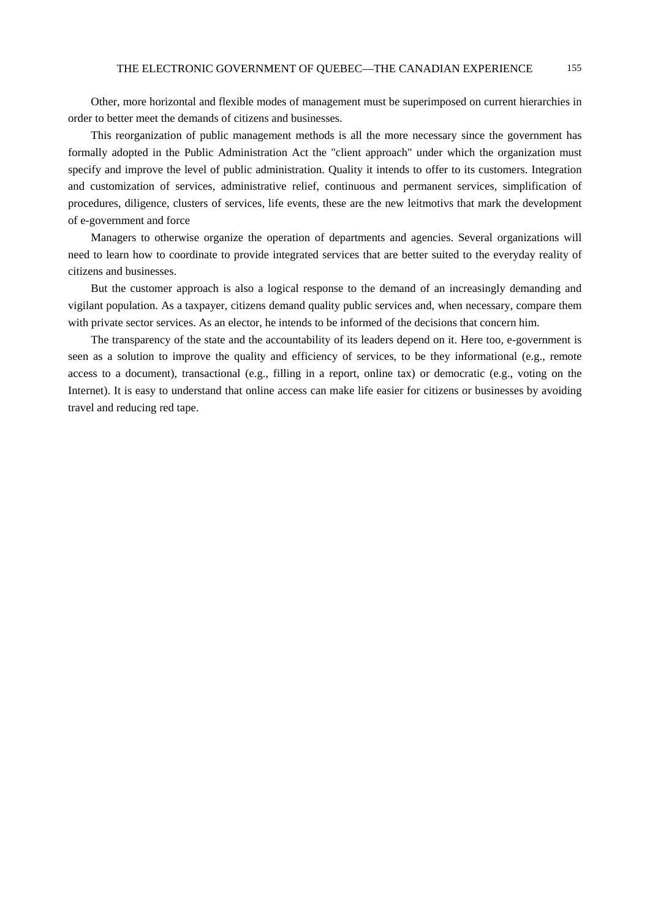Other, more horizontal and flexible modes of management must be superimposed on current hierarchies in order to better meet the demands of citizens and businesses.

This reorganization of public management methods is all the more necessary since the government has formally adopted in the Public Administration Act the "client approach" under which the organization must specify and improve the level of public administration. Quality it intends to offer to its customers. Integration and customization of services, administrative relief, continuous and permanent services, simplification of procedures, diligence, clusters of services, life events, these are the new leitmotivs that mark the development of e-government and force

Managers to otherwise organize the operation of departments and agencies. Several organizations will need to learn how to coordinate to provide integrated services that are better suited to the everyday reality of citizens and businesses.

But the customer approach is also a logical response to the demand of an increasingly demanding and vigilant population. As a taxpayer, citizens demand quality public services and, when necessary, compare them with private sector services. As an elector, he intends to be informed of the decisions that concern him.

The transparency of the state and the accountability of its leaders depend on it. Here too, e-government is seen as a solution to improve the quality and efficiency of services, to be they informational (e.g., remote access to a document), transactional (e.g., filling in a report, online tax) or democratic (e.g., voting on the Internet). It is easy to understand that online access can make life easier for citizens or businesses by avoiding travel and reducing red tape.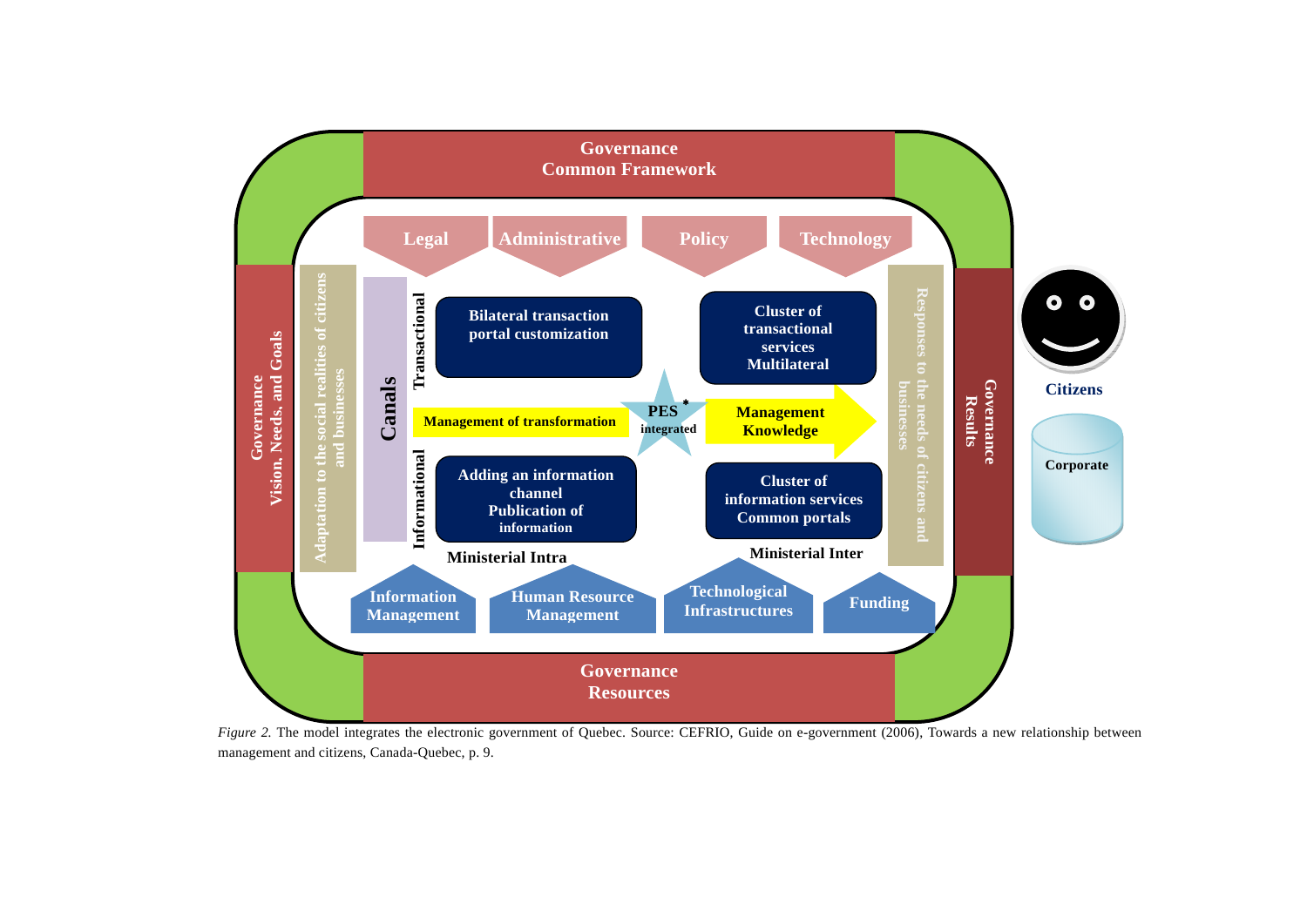Governance
Common Framework

Legal | Administrative | Policy | Technology

Governance
Vision, Needs, and Goals

Adaptation to the social realities of citizens and businesses

Canals

Transactional

Bilateral transaction portal customization

Cluster of transactional services Multilateral

Management of transformation

PES* integrated

Management Knowledge

Informational

Adding an information channel Publication of information

Cluster of information services Common portals

Ministerial Intra

Ministerial Inter

Responses to the needs of citizens and businesses

Governance
Results

Citizens

Corporate

Information Management | Human Resource Management | Technological Infrastructures | Funding

Governance
Resources

*Figure 2.* The model integrates the electronic government of Quebec. Source: CEFRIO, Guide on e-government (2006), Towards a new relationship between management and citizens, Canada-Quebec, p. 9.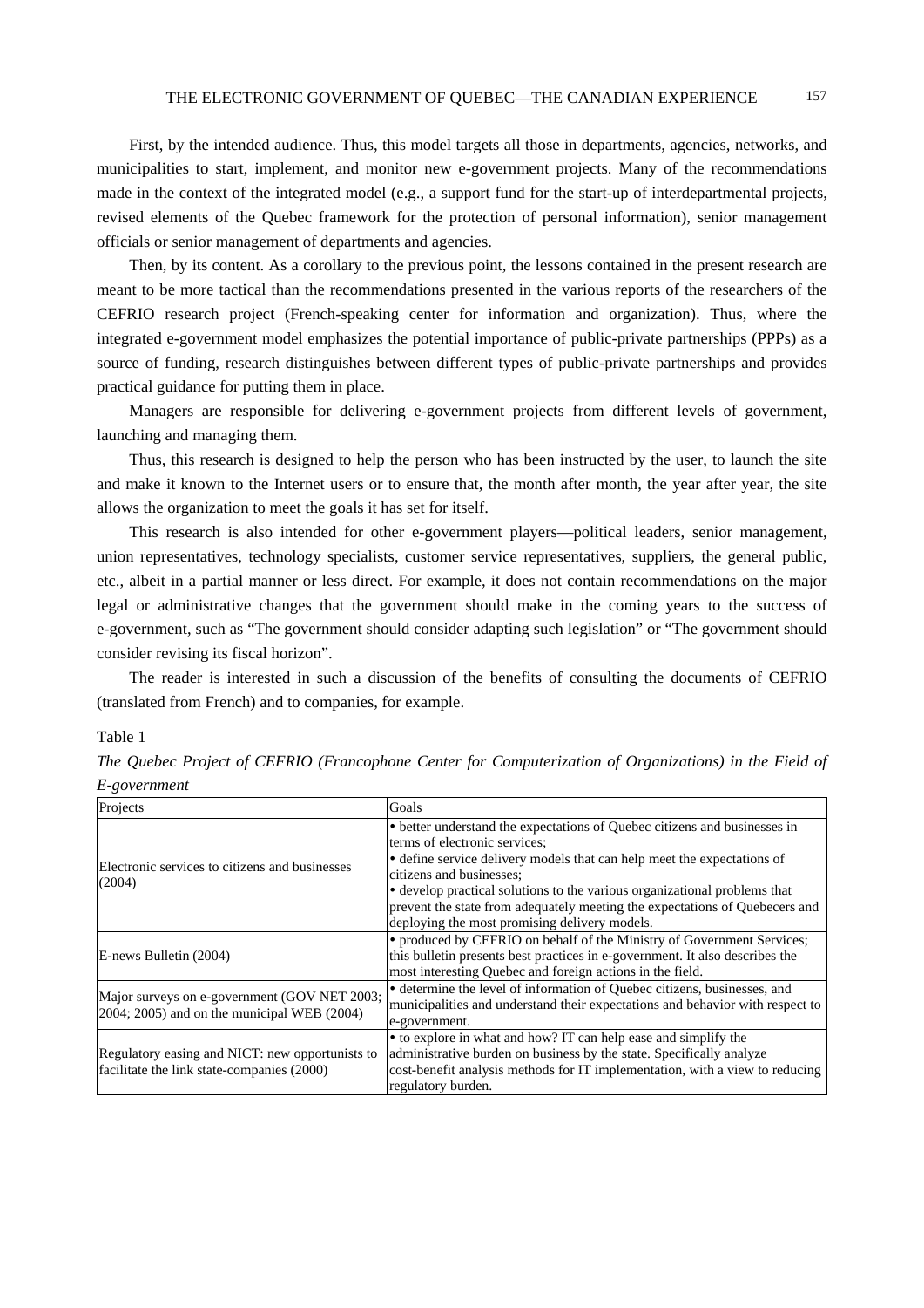First, by the intended audience. Thus, this model targets all those in departments, agencies, networks, and municipalities to start, implement, and monitor new e-government projects. Many of the recommendations made in the context of the integrated model (e.g., a support fund for the start-up of interdepartmental projects, revised elements of the Quebec framework for the protection of personal information), senior management officials or senior management of departments and agencies.

Then, by its content. As a corollary to the previous point, the lessons contained in the present research are meant to be more tactical than the recommendations presented in the various reports of the researchers of the CEFRIO research project (French-speaking center for information and organization). Thus, where the integrated e-government model emphasizes the potential importance of public-private partnerships (PPPs) as a source of funding, research distinguishes between different types of public-private partnerships and provides practical guidance for putting them in place.

Managers are responsible for delivering e-government projects from different levels of government, launching and managing them.

Thus, this research is designed to help the person who has been instructed by the user, to launch the site and make it known to the Internet users or to ensure that, the month after month, the year after year, the site allows the organization to meet the goals it has set for itself.

This research is also intended for other e-government players—political leaders, senior management, union representatives, technology specialists, customer service representatives, suppliers, the general public, etc., albeit in a partial manner or less direct. For example, it does not contain recommendations on the major legal or administrative changes that the government should make in the coming years to the success of e-government, such as "The government should consider adapting such legislation" or "The government should consider revising its fiscal horizon".

The reader is interested in such a discussion of the benefits of consulting the documents of CEFRIO (translated from French) and to companies, for example.

Table 1

*The Quebec Project of CEFRIO (Francophone Center for Computerization of Organizations) in the Field of E-government*

| Projects | Goals |
|---|---|
| Electronic services to citizens and businesses (2004) | • better understand the expectations of Quebec citizens and businesses in terms of electronic services;<br>• define service delivery models that can help meet the expectations of citizens and businesses;<br>• develop practical solutions to the various organizational problems that prevent the state from adequately meeting the expectations of Quebecers and deploying the most promising delivery models. |
| E-news Bulletin (2004) | • produced by CEFRIO on behalf of the Ministry of Government Services; this bulletin presents best practices in e-government. It also describes the most interesting Quebec and foreign actions in the field. |
| Major surveys on e-government (GOV NET 2003; 2004; 2005) and on the municipal WEB (2004) | • determine the level of information of Quebec citizens, businesses, and municipalities and understand their expectations and behavior with respect to e-government. |
| Regulatory easing and NICT: new opportunists to facilitate the link state-companies (2000) | • to explore in what and how? IT can help ease and simplify the administrative burden on business by the state. Specifically analyze cost-benefit analysis methods for IT implementation, with a view to reducing regulatory burden. |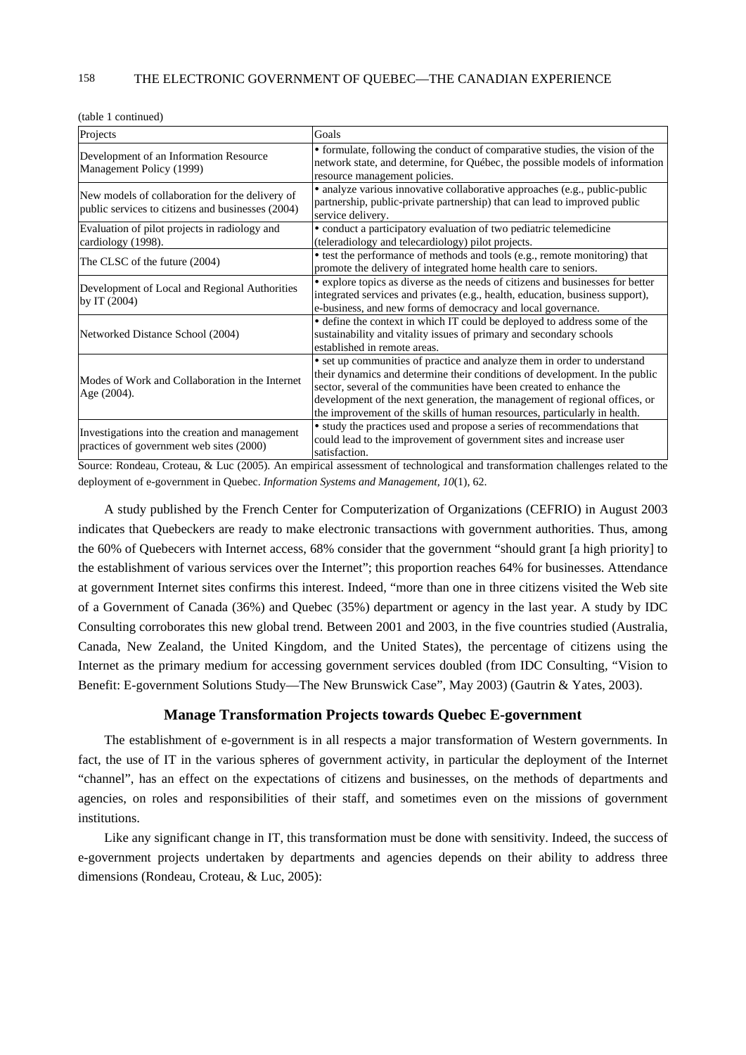(table 1 continued)

| Projects | Goals |
|---|---|
| Development of an Information Resource Management Policy (1999) | • formulate, following the conduct of comparative studies, the vision of the network state, and determine, for Québec, the possible models of information resource management policies. |
| New models of collaboration for the delivery of public services to citizens and businesses (2004) | • analyze various innovative collaborative approaches (e.g., public-public partnership, public-private partnership) that can lead to improved public service delivery. |
| Evaluation of pilot projects in radiology and cardiology (1998). | • conduct a participatory evaluation of two pediatric telemedicine (teleradiology and telecardiology) pilot projects. |
| The CLSC of the future (2004) | • test the performance of methods and tools (e.g., remote monitoring) that promote the delivery of integrated home health care to seniors. |
| Development of Local and Regional Authorities by IT (2004) | • explore topics as diverse as the needs of citizens and businesses for better integrated services and privates (e.g., health, education, business support), e-business, and new forms of democracy and local governance. |
| Networked Distance School (2004) | • define the context in which IT could be deployed to address some of the sustainability and vitality issues of primary and secondary schools established in remote areas. |
| Modes of Work and Collaboration in the Internet Age (2004). | • set up communities of practice and analyze them in order to understand their dynamics and determine their conditions of development. In the public sector, several of the communities have been created to enhance the development of the next generation, the management of regional offices, or the improvement of the skills of human resources, particularly in health. |
| Investigations into the creation and management practices of government web sites (2000) | • study the practices used and propose a series of recommendations that could lead to the improvement of government sites and increase user satisfaction. |

Source: Rondeau, Croteau, & Luc (2005). An empirical assessment of technological and transformation challenges related to the deployment of e-government in Quebec. *Information Systems and Management, 10*(1), 62.

A study published by the French Center for Computerization of Organizations (CEFRIO) in August 2003 indicates that Quebeckers are ready to make electronic transactions with government authorities. Thus, among the 60% of Quebecers with Internet access, 68% consider that the government "should grant [a high priority] to the establishment of various services over the Internet"; this proportion reaches 64% for businesses. Attendance at government Internet sites confirms this interest. Indeed, "more than one in three citizens visited the Web site of a Government of Canada (36%) and Quebec (35%) department or agency in the last year. A study by IDC Consulting corroborates this new global trend. Between 2001 and 2003, in the five countries studied (Australia, Canada, New Zealand, the United Kingdom, and the United States), the percentage of citizens using the Internet as the primary medium for accessing government services doubled (from IDC Consulting, "Vision to Benefit: E-government Solutions Study—The New Brunswick Case", May 2003) (Gautrin & Yates, 2003).

## Manage Transformation Projects towards Quebec E-government

The establishment of e-government is in all respects a major transformation of Western governments. In fact, the use of IT in the various spheres of government activity, in particular the deployment of the Internet "channel", has an effect on the expectations of citizens and businesses, on the methods of departments and agencies, on roles and responsibilities of their staff, and sometimes even on the missions of government institutions.

Like any significant change in IT, this transformation must be done with sensitivity. Indeed, the success of e-government projects undertaken by departments and agencies depends on their ability to address three dimensions (Rondeau, Croteau, & Luc, 2005):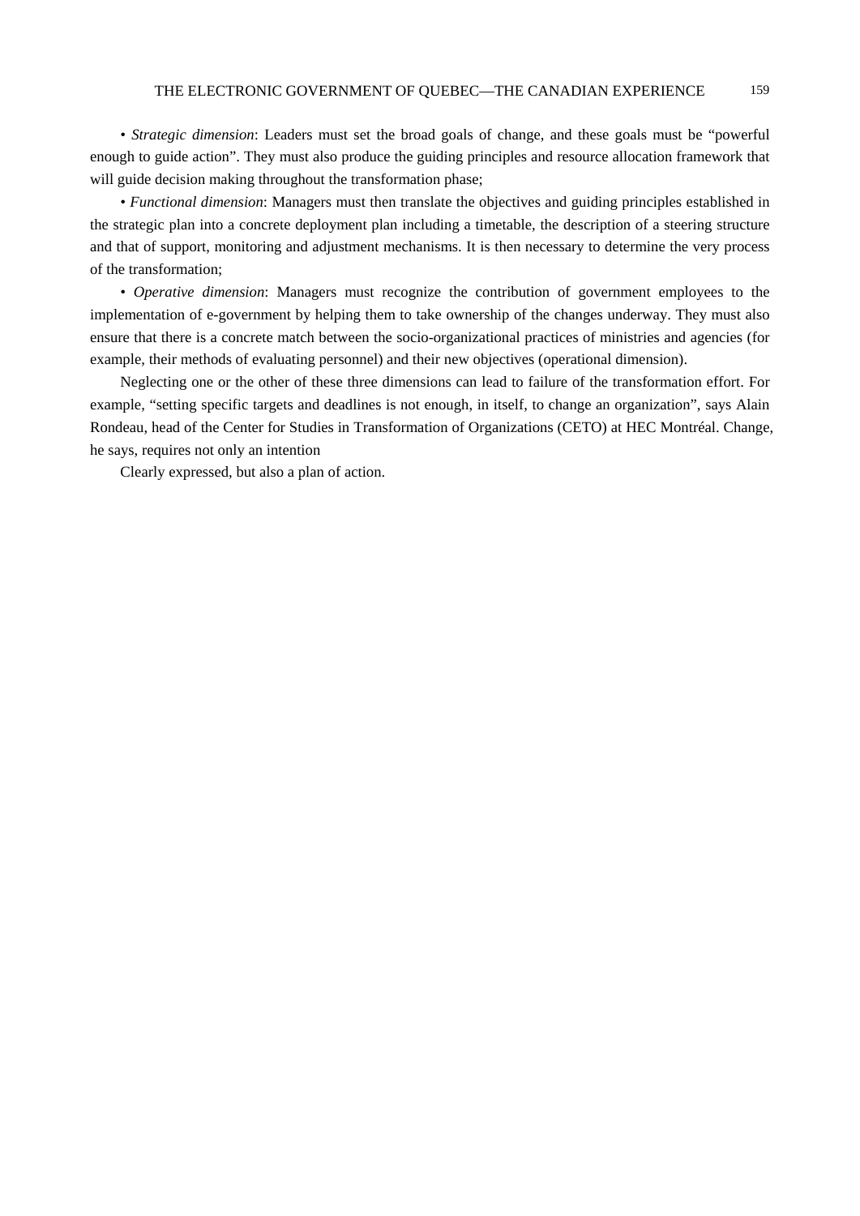• *Strategic dimension*: Leaders must set the broad goals of change, and these goals must be "powerful enough to guide action". They must also produce the guiding principles and resource allocation framework that will guide decision making throughout the transformation phase;

• *Functional dimension*: Managers must then translate the objectives and guiding principles established in the strategic plan into a concrete deployment plan including a timetable, the description of a steering structure and that of support, monitoring and adjustment mechanisms. It is then necessary to determine the very process of the transformation;

• *Operative dimension*: Managers must recognize the contribution of government employees to the implementation of e-government by helping them to take ownership of the changes underway. They must also ensure that there is a concrete match between the socio-organizational practices of ministries and agencies (for example, their methods of evaluating personnel) and their new objectives (operational dimension).

Neglecting one or the other of these three dimensions can lead to failure of the transformation effort. For example, "setting specific targets and deadlines is not enough, in itself, to change an organization", says Alain Rondeau, head of the Center for Studies in Transformation of Organizations (CETO) at HEC Montréal. Change, he says, requires not only an intention

Clearly expressed, but also a plan of action.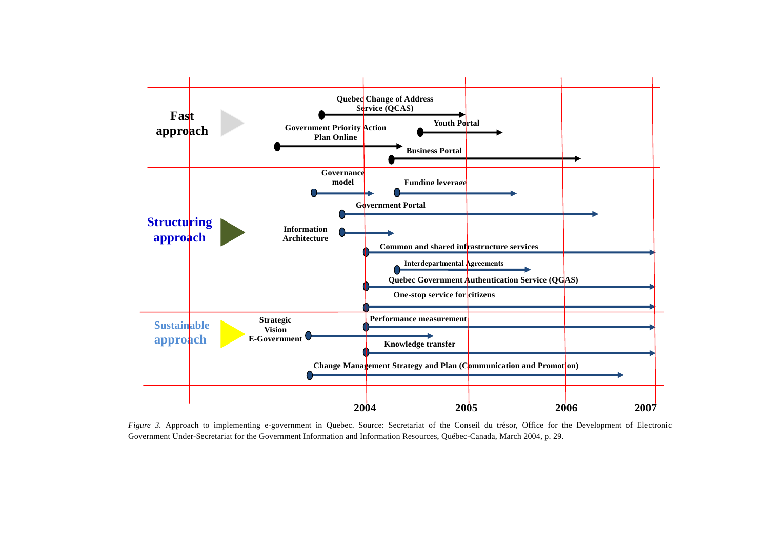**Fast approach**

- Quebec Change of Address Service (QCAS)
- Government Priority Action Plan Online
- Youth Portal
- Business Portal

**Structuring approach**

- Governance model
- Funding leverage
- Government Portal
- Information Architecture
- Common and shared infrastructure services
- Interdepartmental Agreements
- Quebec Government Authentication Service (QGAS)
- One-stop service for citizens

**Sustainable approach**

- Strategic Vision E-Government
- Performance measurement
- Knowledge transfer
- Change Management Strategy and Plan (Communication and Promotion)

2004 2005 2006 2007

*Figure 3.* Approach to implementing e-government in Quebec. Source: Secretariat of the Conseil du trésor, Office for the Development of Electronic Government Under-Secretariat for the Government Information and Information Resources, Québec-Canada, March 2004, p. 29.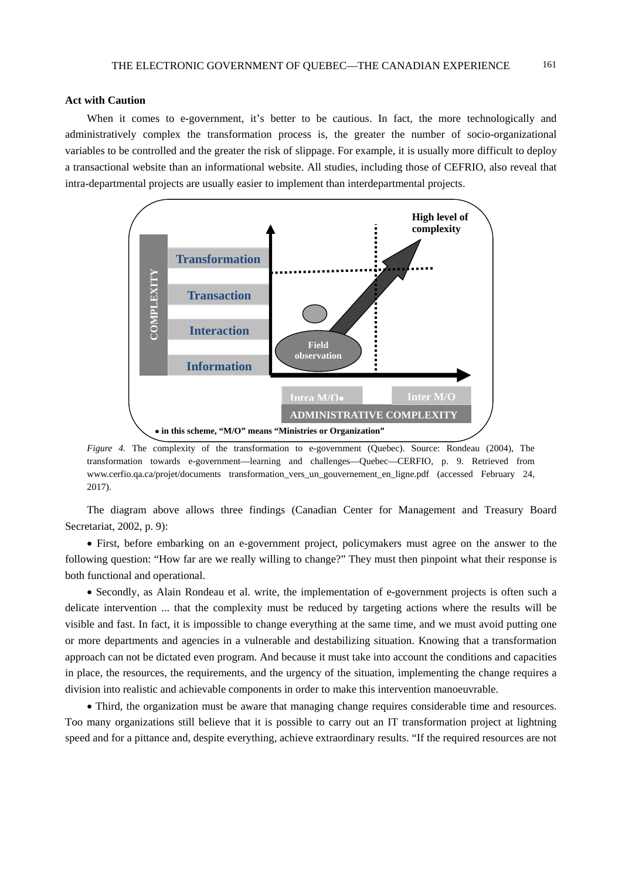### Act with Caution

When it comes to e-government, it's better to be cautious. In fact, the more technologically and administratively complex the transformation process is, the greater the number of socio-organizational variables to be controlled and the greater the risk of slippage. For example, it is usually more difficult to deploy a transactional website than an informational website. All studies, including those of CEFRIO, also reveal that intra-departmental projects are usually easier to implement than interdepartmental projects.

*Figure 4.* The complexity of the transformation to e-government (Quebec). Source: Rondeau (2004), The transformation towards e-government—learning and challenges—Quebec—CERFIO, p. 9. Retrieved from www.cerfio.qa.ca/projet/documents transformation_vers_un_gouvernement_en_ligne.pdf (accessed February 24, 2017).

The diagram above allows three findings (Canadian Center for Management and Treasury Board Secretariat, 2002, p. 9):

- First, before embarking on an e-government project, policymakers must agree on the answer to the following question: "How far are we really willing to change?" They must then pinpoint what their response is both functional and operational.

- Secondly, as Alain Rondeau et al. write, the implementation of e-government projects is often such a delicate intervention ... that the complexity must be reduced by targeting actions where the results will be visible and fast. In fact, it is impossible to change everything at the same time, and we must avoid putting one or more departments and agencies in a vulnerable and destabilizing situation. Knowing that a transformation approach can not be dictated even program. And because it must take into account the conditions and capacities in place, the resources, the requirements, and the urgency of the situation, implementing the change requires a division into realistic and achievable components in order to make this intervention manoeuvrable.

- Third, the organization must be aware that managing change requires considerable time and resources. Too many organizations still believe that it is possible to carry out an IT transformation project at lightning speed and for a pittance and, despite everything, achieve extraordinary results. "If the required resources are not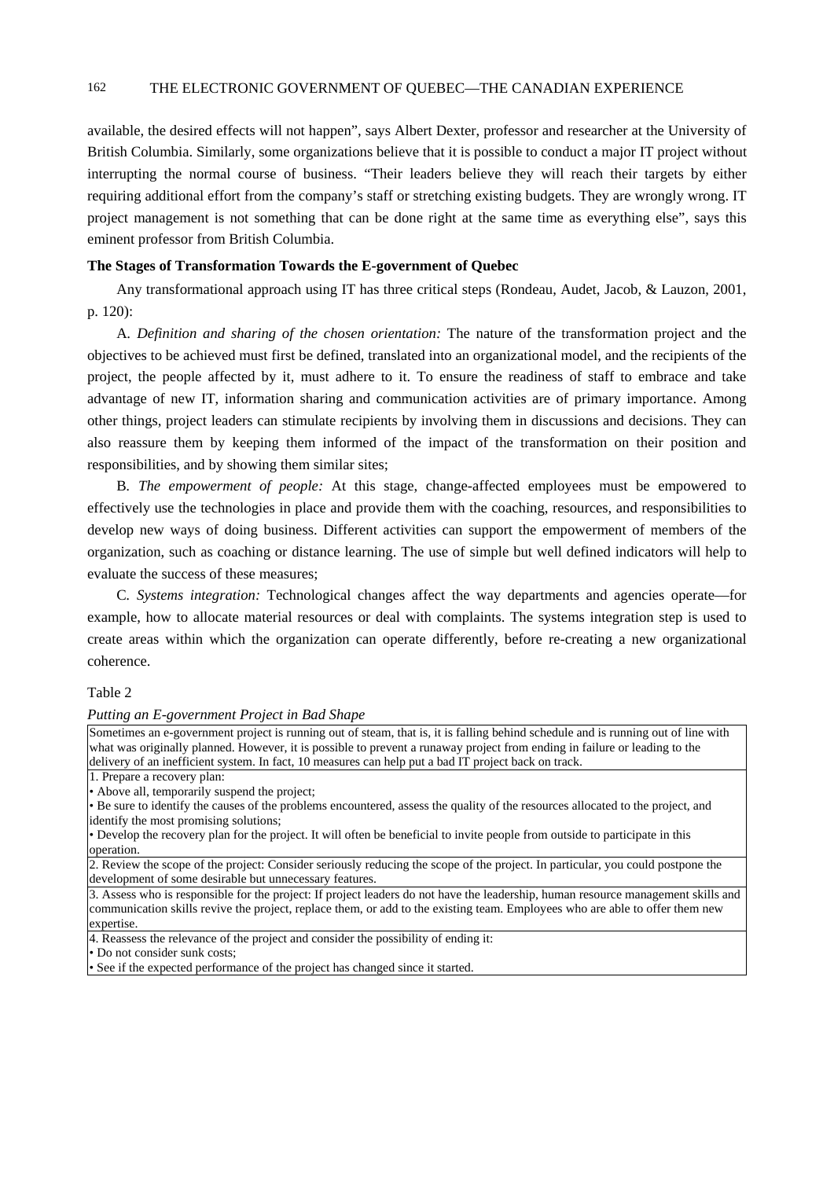available, the desired effects will not happen", says Albert Dexter, professor and researcher at the University of British Columbia. Similarly, some organizations believe that it is possible to conduct a major IT project without interrupting the normal course of business. "Their leaders believe they will reach their targets by either requiring additional effort from the company's staff or stretching existing budgets. They are wrongly wrong. IT project management is not something that can be done right at the same time as everything else", says this eminent professor from British Columbia.

**The Stages of Transformation Towards the E-government of Quebec**

Any transformational approach using IT has three critical steps (Rondeau, Audet, Jacob, & Lauzon, 2001, p. 120):

A. *Definition and sharing of the chosen orientation:* The nature of the transformation project and the objectives to be achieved must first be defined, translated into an organizational model, and the recipients of the project, the people affected by it, must adhere to it. To ensure the readiness of staff to embrace and take advantage of new IT, information sharing and communication activities are of primary importance. Among other things, project leaders can stimulate recipients by involving them in discussions and decisions. They can also reassure them by keeping them informed of the impact of the transformation on their position and responsibilities, and by showing them similar sites;

B. *The empowerment of people:* At this stage, change-affected employees must be empowered to effectively use the technologies in place and provide them with the coaching, resources, and responsibilities to develop new ways of doing business. Different activities can support the empowerment of members of the organization, such as coaching or distance learning. The use of simple but well defined indicators will help to evaluate the success of these measures;

C. *Systems integration:* Technological changes affect the way departments and agencies operate—for example, how to allocate material resources or deal with complaints. The systems integration step is used to create areas within which the organization can operate differently, before re-creating a new organizational coherence.

Table 2

*Putting an E-government Project in Bad Shape*

| |
|---|
| Sometimes an e-government project is running out of steam, that is, it is falling behind schedule and is running out of line with what was originally planned. However, it is possible to prevent a runaway project from ending in failure or leading to the delivery of an inefficient system. In fact, 10 measures can help put a bad IT project back on track. |
| 1. Prepare a recovery plan:<br>• Above all, temporarily suspend the project;<br>• Be sure to identify the causes of the problems encountered, assess the quality of the resources allocated to the project, and identify the most promising solutions;<br>• Develop the recovery plan for the project. It will often be beneficial to invite people from outside to participate in this operation. |
| 2. Review the scope of the project: Consider seriously reducing the scope of the project. In particular, you could postpone the development of some desirable but unnecessary features. |
| 3. Assess who is responsible for the project: If project leaders do not have the leadership, human resource management skills and communication skills revive the project, replace them, or add to the existing team. Employees who are able to offer them new expertise. |
| 4. Reassess the relevance of the project and consider the possibility of ending it:<br>• Do not consider sunk costs;<br>• See if the expected performance of the project has changed since it started. |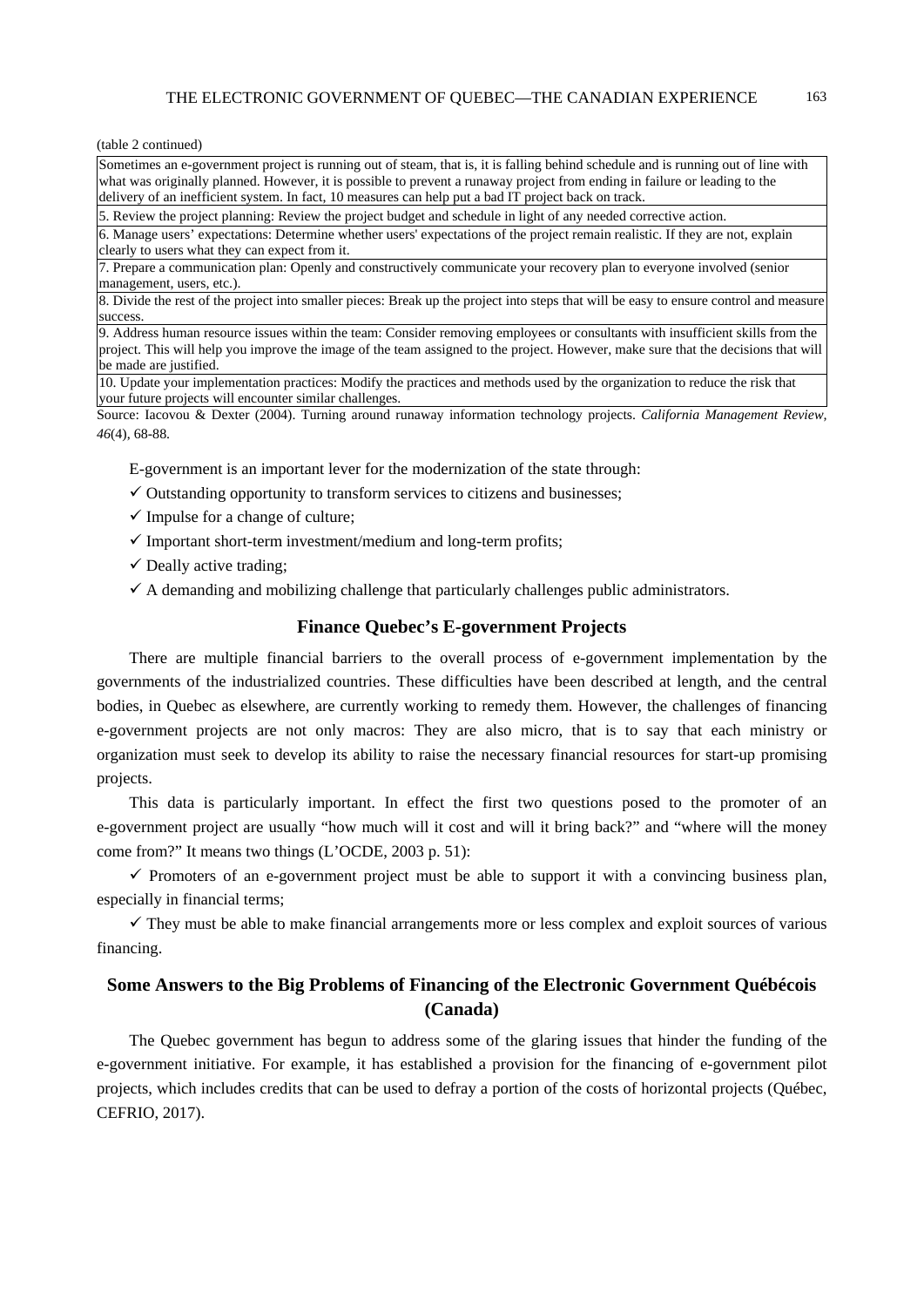(table 2 continued)

| Sometimes an e-government project is running out of steam, that is, it is falling behind schedule and is running out of line with what was originally planned. However, it is possible to prevent a runaway project from ending in failure or leading to the delivery of an inefficient system. In fact, 10 measures can help put a bad IT project back on track. |
|---|
| 5. Review the project planning: Review the project budget and schedule in light of any needed corrective action. |
| 6. Manage users' expectations: Determine whether users' expectations of the project remain realistic. If they are not, explain clearly to users what they can expect from it. |
| 7. Prepare a communication plan: Openly and constructively communicate your recovery plan to everyone involved (senior management, users, etc.). |
| 8. Divide the rest of the project into smaller pieces: Break up the project into steps that will be easy to ensure control and measure success. |
| 9. Address human resource issues within the team: Consider removing employees or consultants with insufficient skills from the project. This will help you improve the image of the team assigned to the project. However, make sure that the decisions that will be made are justified. |
| 10. Update your implementation practices: Modify the practices and methods used by the organization to reduce the risk that your future projects will encounter similar challenges. |

Source: Iacovou & Dexter (2004). Turning around runaway information technology projects. *California Management Review, 46*(4), 68-88.

E-government is an important lever for the modernization of the state through:

✓ Outstanding opportunity to transform services to citizens and businesses;

✓ Impulse for a change of culture;

✓ Important short-term investment/medium and long-term profits;

✓ Deally active trading;

✓ A demanding and mobilizing challenge that particularly challenges public administrators.

## Finance Quebec's E-government Projects

There are multiple financial barriers to the overall process of e-government implementation by the governments of the industrialized countries. These difficulties have been described at length, and the central bodies, in Quebec as elsewhere, are currently working to remedy them. However, the challenges of financing e-government projects are not only macros: They are also micro, that is to say that each ministry or organization must seek to develop its ability to raise the necessary financial resources for start-up promising projects.

This data is particularly important. In effect the first two questions posed to the promoter of an e-government project are usually "how much will it cost and will it bring back?" and "where will the money come from?" It means two things (L'OCDE, 2003 p. 51):

✓ Promoters of an e-government project must be able to support it with a convincing business plan, especially in financial terms;

✓ They must be able to make financial arrangements more or less complex and exploit sources of various financing.

## Some Answers to the Big Problems of Financing of the Electronic Government Québécois (Canada)

The Quebec government has begun to address some of the glaring issues that hinder the funding of the e-government initiative. For example, it has established a provision for the financing of e-government pilot projects, which includes credits that can be used to defray a portion of the costs of horizontal projects (Québec, CEFRIO, 2017).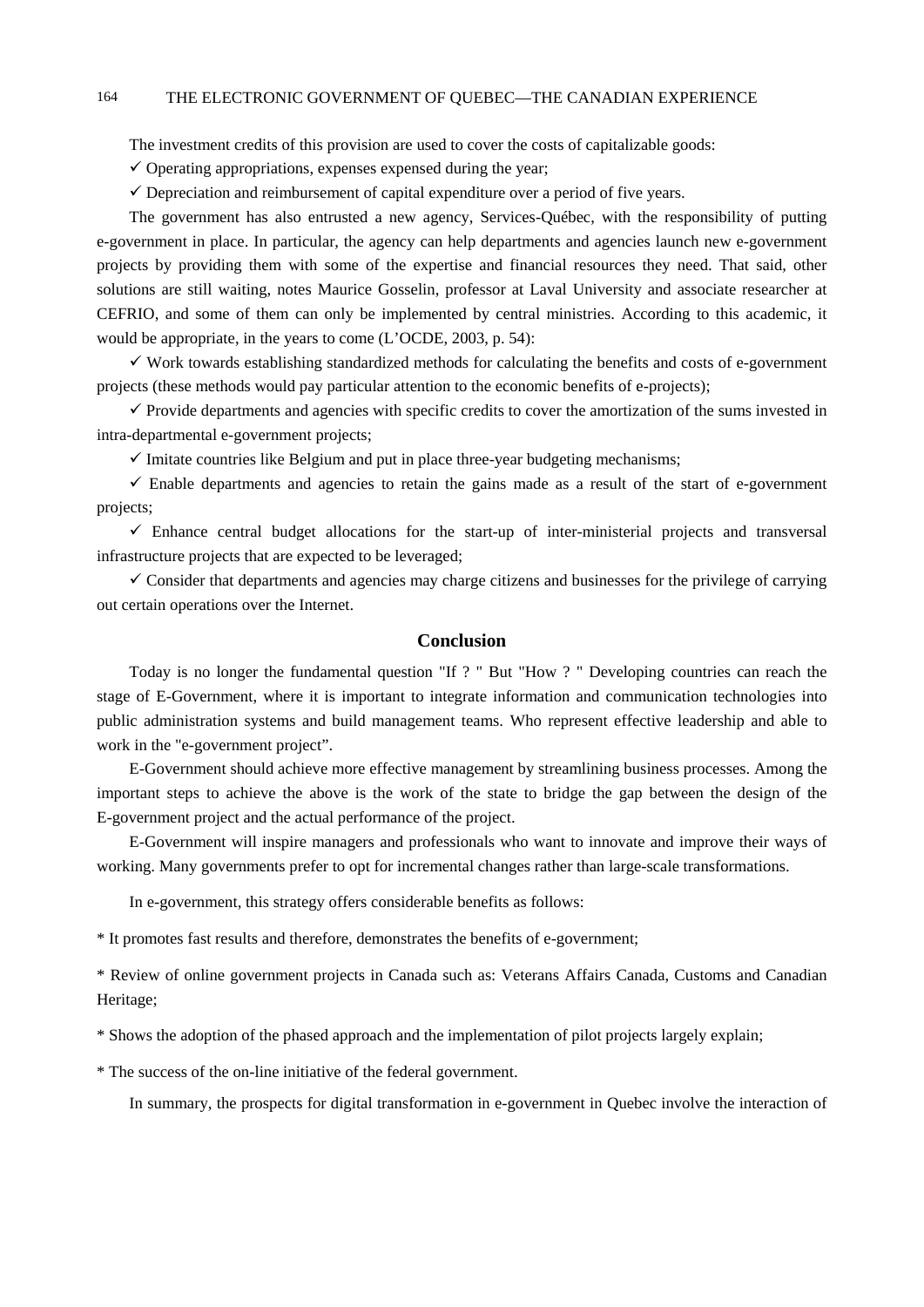The investment credits of this provision are used to cover the costs of capitalizable goods:

✓ Operating appropriations, expenses expensed during the year;

✓ Depreciation and reimbursement of capital expenditure over a period of five years.

The government has also entrusted a new agency, Services-Québec, with the responsibility of putting e-government in place. In particular, the agency can help departments and agencies launch new e-government projects by providing them with some of the expertise and financial resources they need. That said, other solutions are still waiting, notes Maurice Gosselin, professor at Laval University and associate researcher at CEFRIO, and some of them can only be implemented by central ministries. According to this academic, it would be appropriate, in the years to come (L'OCDE, 2003, p. 54):

✓ Work towards establishing standardized methods for calculating the benefits and costs of e-government projects (these methods would pay particular attention to the economic benefits of e-projects);

✓ Provide departments and agencies with specific credits to cover the amortization of the sums invested in intra-departmental e-government projects;

✓ Imitate countries like Belgium and put in place three-year budgeting mechanisms;

✓ Enable departments and agencies to retain the gains made as a result of the start of e-government projects;

✓ Enhance central budget allocations for the start-up of inter-ministerial projects and transversal infrastructure projects that are expected to be leveraged;

✓ Consider that departments and agencies may charge citizens and businesses for the privilege of carrying out certain operations over the Internet.

## Conclusion

Today is no longer the fundamental question "If ? " But "How ? " Developing countries can reach the stage of E-Government, where it is important to integrate information and communication technologies into public administration systems and build management teams. Who represent effective leadership and able to work in the "e-government project".

E-Government should achieve more effective management by streamlining business processes. Among the important steps to achieve the above is the work of the state to bridge the gap between the design of the E-government project and the actual performance of the project.

E-Government will inspire managers and professionals who want to innovate and improve their ways of working. Many governments prefer to opt for incremental changes rather than large-scale transformations.

In e-government, this strategy offers considerable benefits as follows:

* It promotes fast results and therefore, demonstrates the benefits of e-government;

* Review of online government projects in Canada such as: Veterans Affairs Canada, Customs and Canadian Heritage;

* Shows the adoption of the phased approach and the implementation of pilot projects largely explain;

* The success of the on-line initiative of the federal government.

In summary, the prospects for digital transformation in e-government in Quebec involve the interaction of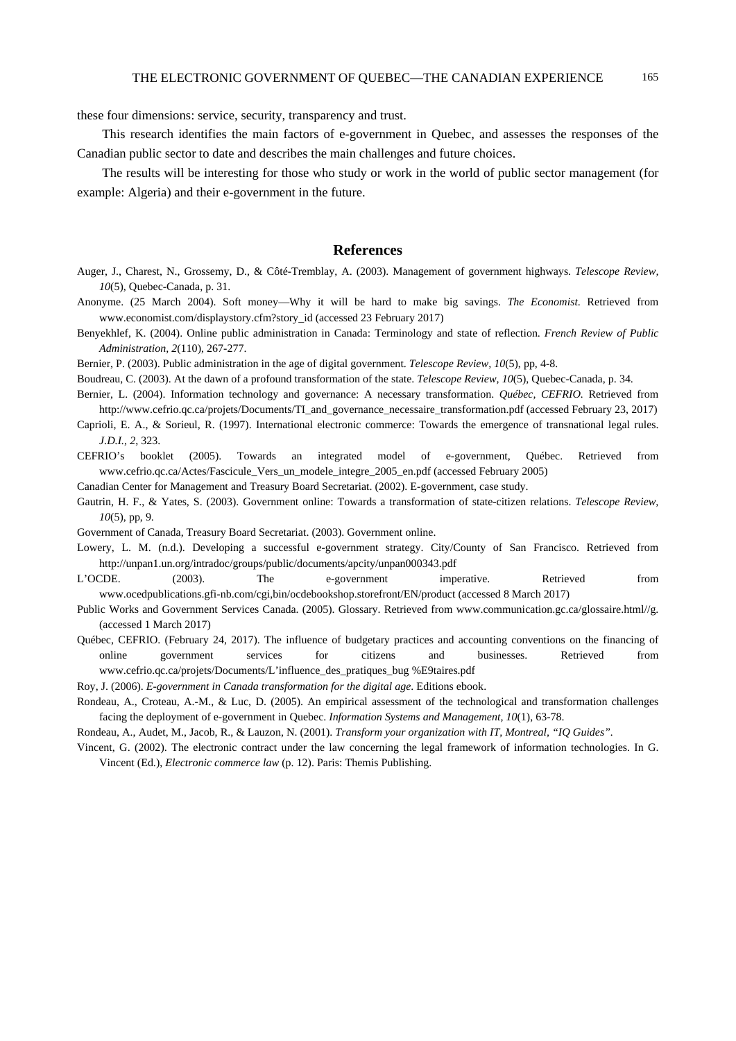these four dimensions: service, security, transparency and trust.

This research identifies the main factors of e-government in Quebec, and assesses the responses of the Canadian public sector to date and describes the main challenges and future choices.

The results will be interesting for those who study or work in the world of public sector management (for example: Algeria) and their e-government in the future.

## References

Auger, J., Charest, N., Grossemy, D., & Côté-Tremblay, A. (2003). Management of government highways. *Telescope Review, 10*(5), Quebec-Canada, p. 31.

Anonyme. (25 March 2004). Soft money—Why it will be hard to make big savings. *The Economist*. Retrieved from www.economist.com/displaystory.cfm?story_id (accessed 23 February 2017)

Benyekhlef, K. (2004). Online public administration in Canada: Terminology and state of reflection. *French Review of Public Administration, 2*(110), 267-277.

Bernier, P. (2003). Public administration in the age of digital government. *Telescope Review, 10*(5), pp, 4-8.

Boudreau, C. (2003). At the dawn of a profound transformation of the state. *Telescope Review, 10*(5), Quebec-Canada, p. 34.

Bernier, L. (2004). Information technology and governance: A necessary transformation. *Québec, CEFRIO*. Retrieved from http://www.cefrio.qc.ca/projets/Documents/TI_and_governance_necessaire_transformation.pdf (accessed February 23, 2017)

Caprioli, E. A., & Sorieul, R. (1997). International electronic commerce: Towards the emergence of transnational legal rules. *J.D.I., 2*, 323.

CEFRIO's booklet (2005). Towards an integrated model of e-government, Québec. Retrieved from www.cefrio.qc.ca/Actes/Fascicule_Vers_un_modele_integre_2005_en.pdf (accessed February 2005)

Canadian Center for Management and Treasury Board Secretariat. (2002). E-government, case study.

Gautrin, H. F., & Yates, S. (2003). Government online: Towards a transformation of state-citizen relations. *Telescope Review, 10*(5), pp, 9.

Government of Canada, Treasury Board Secretariat. (2003). Government online.

Lowery, L. M. (n.d.). Developing a successful e-government strategy. City/County of San Francisco. Retrieved from http://unpan1.un.org/intradoc/groups/public/documents/apcity/unpan000343.pdf

L'OCDE. (2003). The e-government imperative. Retrieved from www.ocedpublications.gfi-nb.com/cgi,bin/ocdebookshop.storefront/EN/product (accessed 8 March 2017)

Public Works and Government Services Canada. (2005). Glossary. Retrieved from www.communication.gc.ca/glossaire.html//g. (accessed 1 March 2017)

Québec, CEFRIO. (February 24, 2017). The influence of budgetary practices and accounting conventions on the financing of online government services for citizens and businesses. Retrieved from www.cefrio.qc.ca/projets/Documents/L'influence_des_pratiques_bug %E9taires.pdf

Roy, J. (2006). *E-government in Canada transformation for the digital age*. Editions ebook.

Rondeau, A., Croteau, A.-M., & Luc, D. (2005). An empirical assessment of the technological and transformation challenges facing the deployment of e-government in Quebec. *Information Systems and Management, 10*(1), 63-78.

Rondeau, A., Audet, M., Jacob, R., & Lauzon, N. (2001). *Transform your organization with IT, Montreal, "IQ Guides"*.

Vincent, G. (2002). The electronic contract under the law concerning the legal framework of information technologies. In G. Vincent (Ed.), *Electronic commerce law* (p. 12). Paris: Themis Publishing.